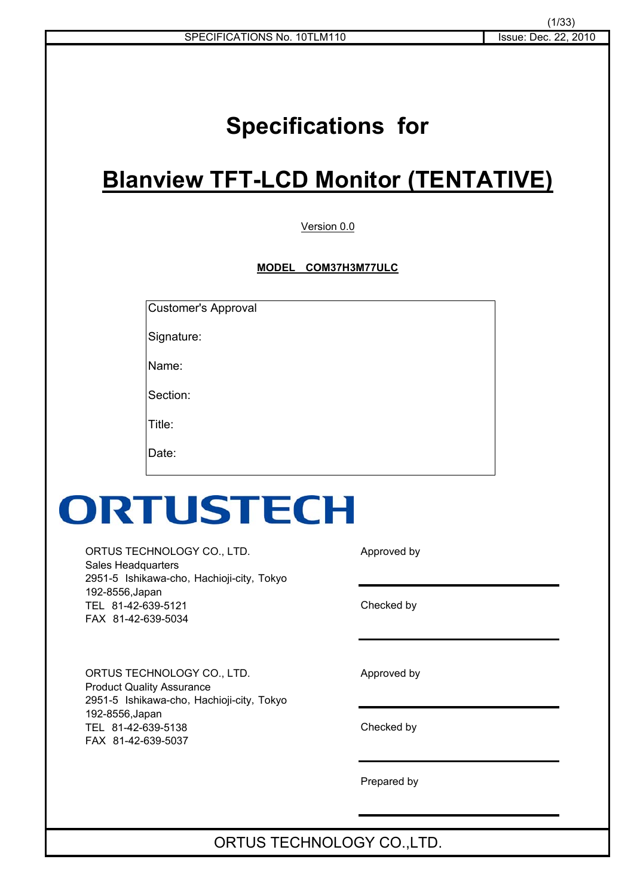SPECIFICATIONS No. 10TLM110 | Issue: Dec. 22, 2010

# Specifications for

# Blanview TFT-LCD Monitor (TENTATIVE)

Version 0.0

**MODEL COM37H3M77ULC**

| Customer's Approval |
|---|
| Signature: |
| Name: |
| Section: |
| Title: |
| Date: |

ORTUSTECH

ORTUS TECHNOLOGY CO., LTD.
Sales Headquarters
2951-5 Ishikawa-cho, Hachioji-city, Tokyo
192-8556,Japan
TEL 81-42-639-5121
FAX 81-42-639-5034

Approved by

Checked by

ORTUS TECHNOLOGY CO., LTD.
Product Quality Assurance
2951-5 Ishikawa-cho, Hachioji-city, Tokyo
192-8556,Japan
TEL 81-42-639-5138
FAX 81-42-639-5037

Approved by

Checked by

Prepared by

ORTUS TECHNOLOGY CO.,LTD.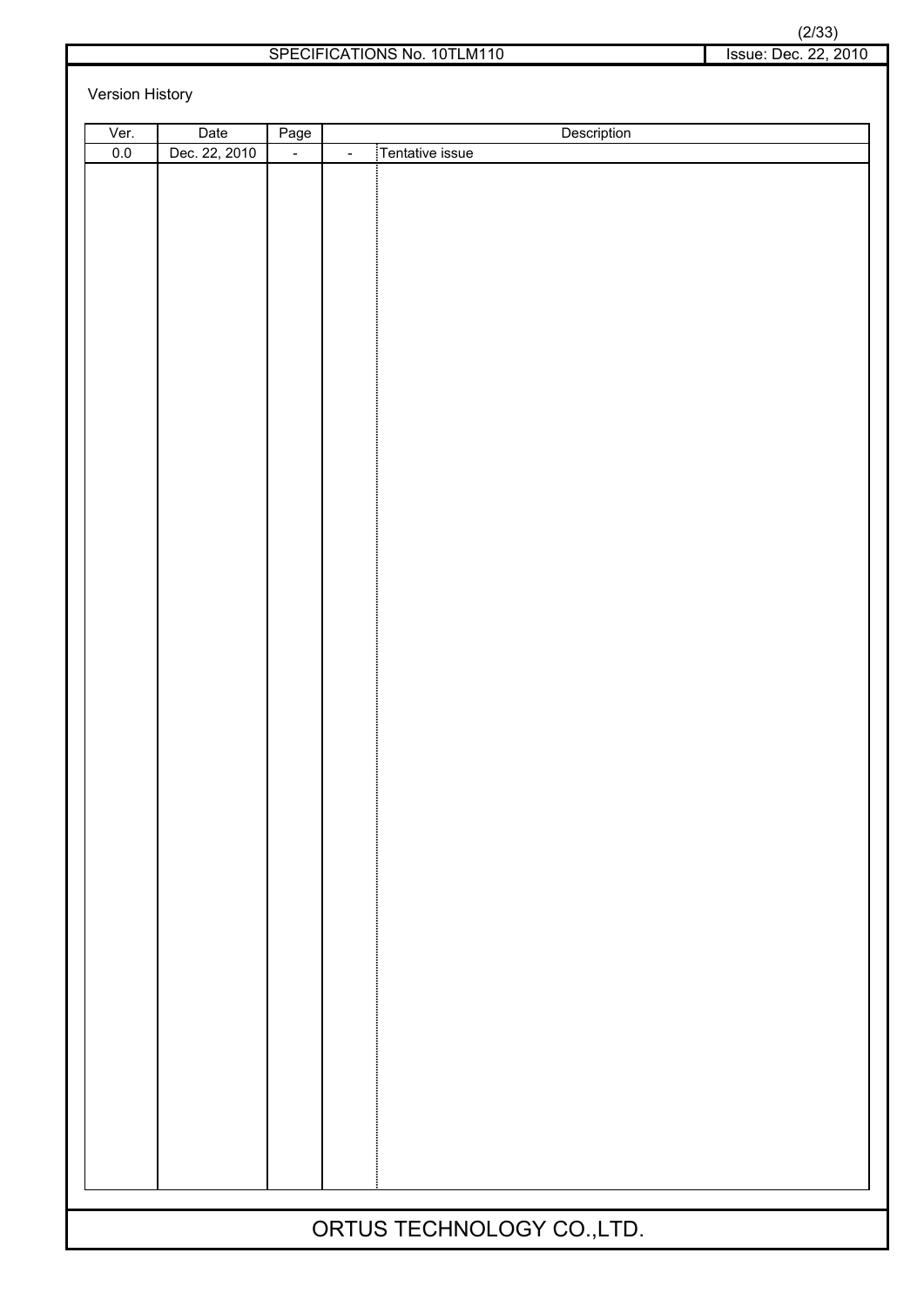Version History

| Ver. | Date | Page | Description | |
|---|---|---|---|---|
| 0.0 | Dec. 22, 2010 | - | - | Tentative issue |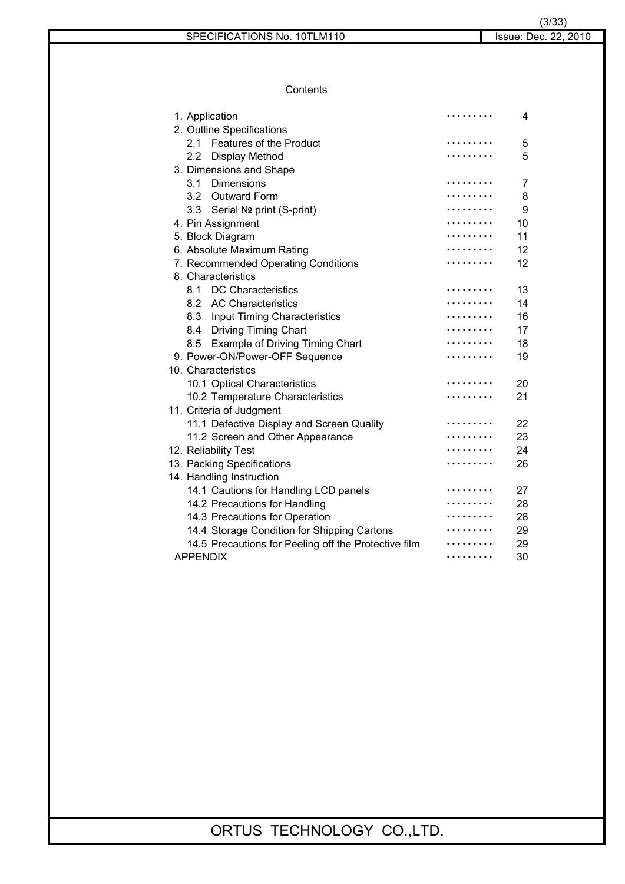# Contents

| | |
|---|---|
| 1. Application | 4 |
| 2. Outline Specifications | |
| 2.1 Features of the Product | 5 |
| 2.2 Display Method | 5 |
| 3. Dimensions and Shape | |
| 3.1 Dimensions | 7 |
| 3.2 Outward Form | 8 |
| 3.3 Serial № print (S-print) | 9 |
| 4. Pin Assignment | 10 |
| 5. Block Diagram | 11 |
| 6. Absolute Maximum Rating | 12 |
| 7. Recommended Operating Conditions | 12 |
| 8. Characteristics | |
| 8.1 DC Characteristics | 13 |
| 8.2 AC Characteristics | 14 |
| 8.3 Input Timing Characteristics | 16 |
| 8.4 Driving Timing Chart | 17 |
| 8.5 Example of Driving Timing Chart | 18 |
| 9. Power-ON/Power-OFF Sequence | 19 |
| 10. Characteristics | |
| 10.1 Optical Characteristics | 20 |
| 10.2 Temperature Characteristics | 21 |
| 11. Criteria of Judgment | |
| 11.1 Defective Display and Screen Quality | 22 |
| 11.2 Screen and Other Appearance | 23 |
| 12. Reliability Test | 24 |
| 13. Packing Specifications | 26 |
| 14. Handling Instruction | |
| 14.1 Cautions for Handling LCD panels | 27 |
| 14.2 Precautions for Handling | 28 |
| 14.3 Precautions for Operation | 28 |
| 14.4 Storage Condition for Shipping Cartons | 29 |
| 14.5 Precautions for Peeling off the Protective film | 29 |
| APPENDIX | 30 |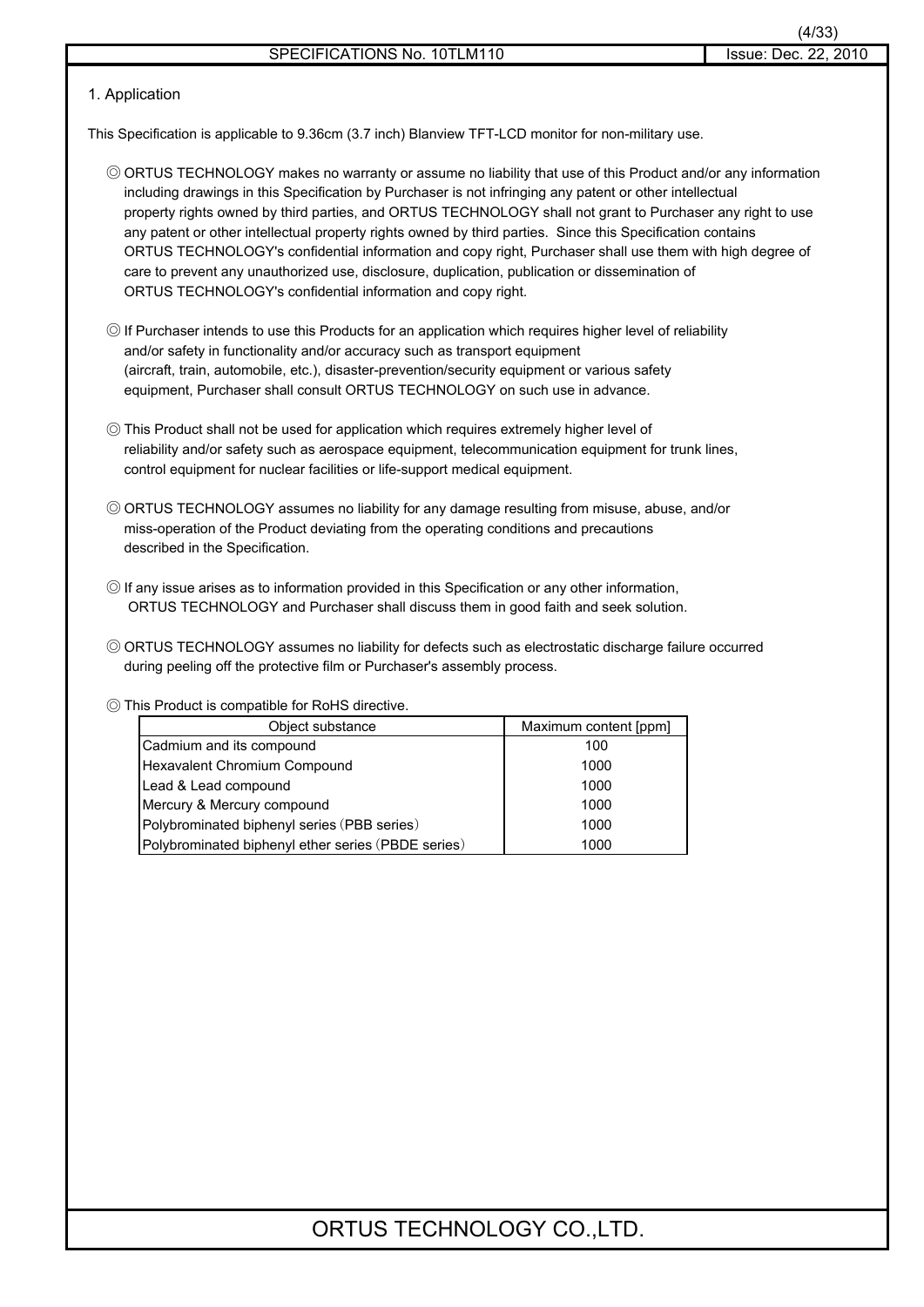## 1. Application

This Specification is applicable to 9.36cm (3.7 inch) Blanview TFT-LCD monitor for non-military use.

◎ ORTUS TECHNOLOGY makes no warranty or assume no liability that use of this Product and/or any information including drawings in this Specification by Purchaser is not infringing any patent or other intellectual property rights owned by third parties, and ORTUS TECHNOLOGY shall not grant to Purchaser any right to use any patent or other intellectual property rights owned by third parties. Since this Specification contains ORTUS TECHNOLOGY's confidential information and copy right, Purchaser shall use them with high degree of care to prevent any unauthorized use, disclosure, duplication, publication or dissemination of ORTUS TECHNOLOGY's confidential information and copy right.

◎ If Purchaser intends to use this Products for an application which requires higher level of reliability and/or safety in functionality and/or accuracy such as transport equipment (aircraft, train, automobile, etc.), disaster-prevention/security equipment or various safety equipment, Purchaser shall consult ORTUS TECHNOLOGY on such use in advance.

◎ This Product shall not be used for application which requires extremely higher level of reliability and/or safety such as aerospace equipment, telecommunication equipment for trunk lines, control equipment for nuclear facilities or life-support medical equipment.

◎ ORTUS TECHNOLOGY assumes no liability for any damage resulting from misuse, abuse, and/or miss-operation of the Product deviating from the operating conditions and precautions described in the Specification.

◎ If any issue arises as to information provided in this Specification or any other information, ORTUS TECHNOLOGY and Purchaser shall discuss them in good faith and seek solution.

◎ ORTUS TECHNOLOGY assumes no liability for defects such as electrostatic discharge failure occurred during peeling off the protective film or Purchaser's assembly process.

◎ This Product is compatible for RoHS directive.

| Object substance | Maximum content [ppm] |
|---|---|
| Cadmium and its compound | 100 |
| Hexavalent Chromium Compound | 1000 |
| Lead & Lead compound | 1000 |
| Mercury & Mercury compound | 1000 |
| Polybrominated biphenyl series (PBB series) | 1000 |
| Polybrominated biphenyl ether series (PBDE series) | 1000 |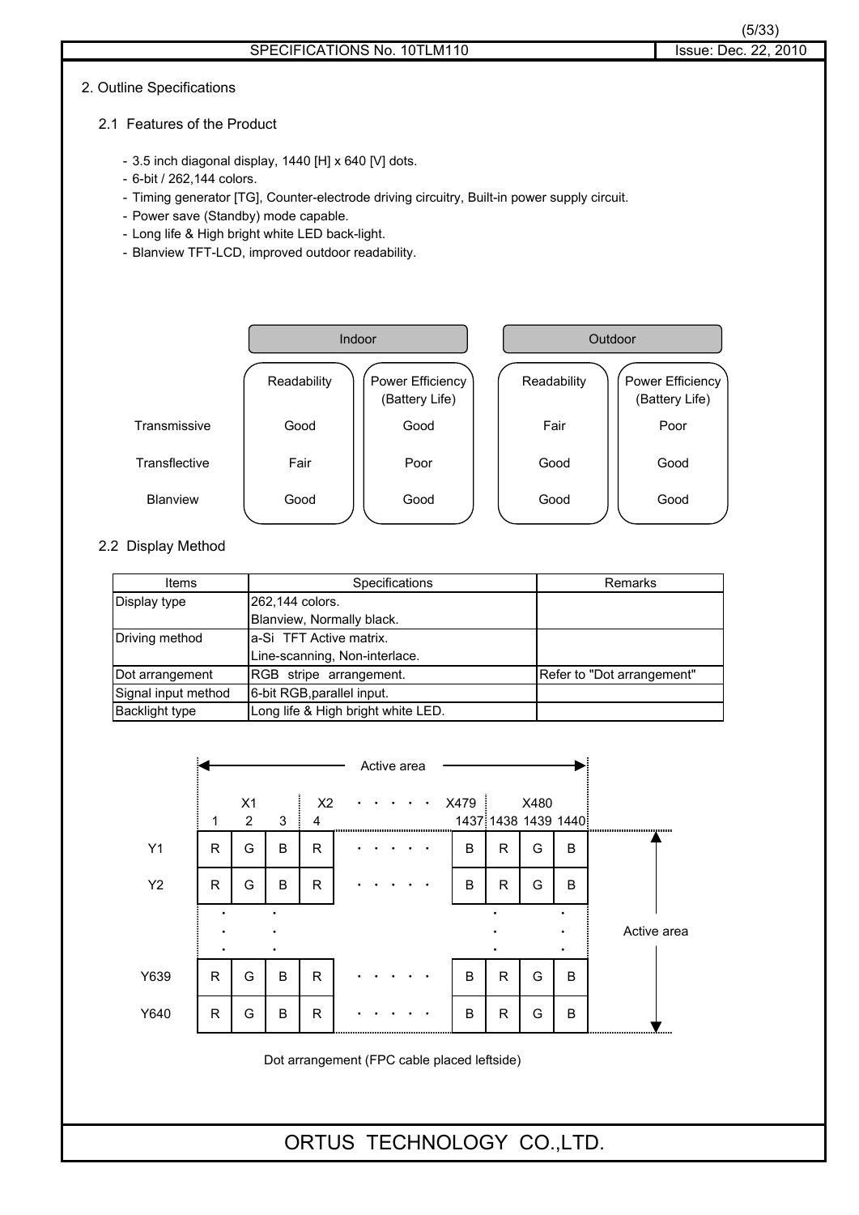## 2. Outline Specifications

### 2.1 Features of the Product

- 3.5 inch diagonal display, 1440 [H] x 640 [V] dots.
- 6-bit / 262,144 colors.
- Timing generator [TG], Counter-electrode driving circuitry, Built-in power supply circuit.
- Power save (Standby) mode capable.
- Long life & High bright white LED back-light.
- Blanview TFT-LCD, improved outdoor readability.

| | Indoor | | Outdoor | |
|---|---|---|---|---|
| | Readability | Power Efficiency (Battery Life) | Readability | Power Efficiency (Battery Life) |
| Transmissive | Good | Good | Fair | Poor |
| Transflective | Fair | Poor | Good | Good |
| Blanview | Good | Good | Good | Good |

### 2.2 Display Method

| Items | Specifications | Remarks |
|---|---|---|
| Display type | 262,144 colors.<br>Blanview, Normally black. | |
| Driving method | a-Si TFT Active matrix.<br>Line-scanning, Non-interlace. | |
| Dot arrangement | RGB stripe arrangement. | Refer to "Dot arrangement" |
| Signal input method | 6-bit RGB,parallel input. | |
| Backlight type | Long life & High bright white LED. | |

Active area (horizontal), Active area (vertical)

| | X1 | | | X2 | · · · · · · | X479 | X480 | | |
|---|---|---|---|---|---|---|---|---|---|
| | 1 | 2 | 3 | 4 | | 1437 | 1438 | 1439 | 1440 |
| Y1 | R | G | B | R | · · · · · · | B | R | G | B |
| Y2 | R | G | B | R | · · · · · · | B | R | G | B |
| ⋮ | ⋮ | | ⋮ | | | | ⋮ | | ⋮ |
| Y639 | R | G | B | R | · · · · · · | B | R | G | B |
| Y640 | R | G | B | R | · · · · · · | B | R | G | B |

Dot arrangement (FPC cable placed leftside)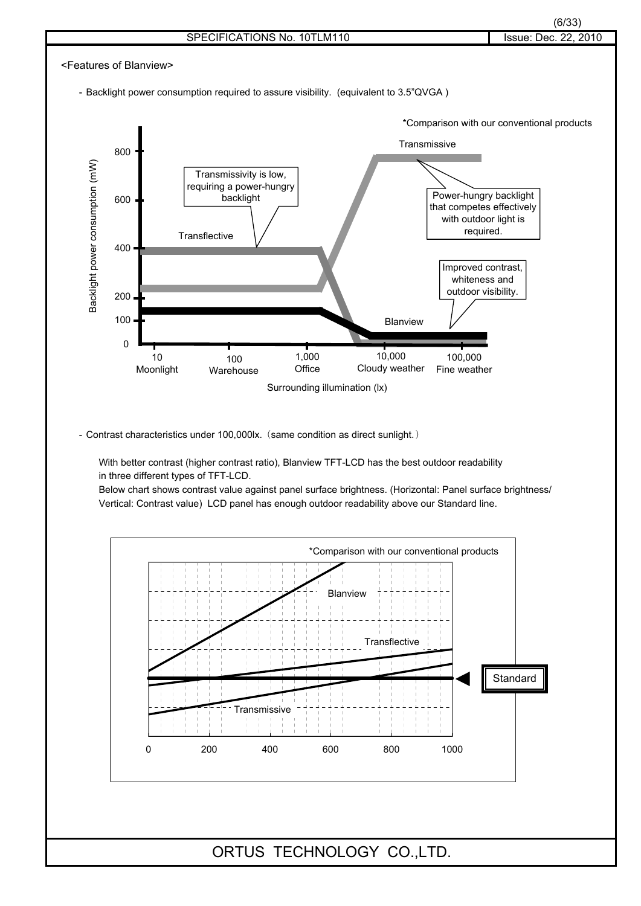<Features of Blanview>

- Backlight power consumption required to assure visibility. (equivalent to 3.5"QVGA )

*Comparison with our conventional products

Transmissive

Transmissivity is low, requiring a power-hungry backlight

Power-hungry backlight that competes effectively with outdoor light is required.

Transflective

Improved contrast, whiteness and outdoor visibility.

Blanview

Backlight power consumption (mW): 0, 100, 200, 400, 600, 800

10 Moonlight, 100 Warehouse, 1,000 Office, 10,000 Cloudy weather, 100,000 Fine weather

Surrounding illumination (lx)

- Contrast characteristics under 100,000lx.（same condition as direct sunlight.）

With better contrast (higher contrast ratio), Blanview TFT-LCD has the best outdoor readability in three different types of TFT-LCD.
Below chart shows contrast value against panel surface brightness. (Horizontal: Panel surface brightness/ Vertical: Contrast value) LCD panel has enough outdoor readability above our Standard line.

*Comparison with our conventional products

Blanview

Transflective

Standard

Transmissive

0, 200, 400, 600, 800, 1000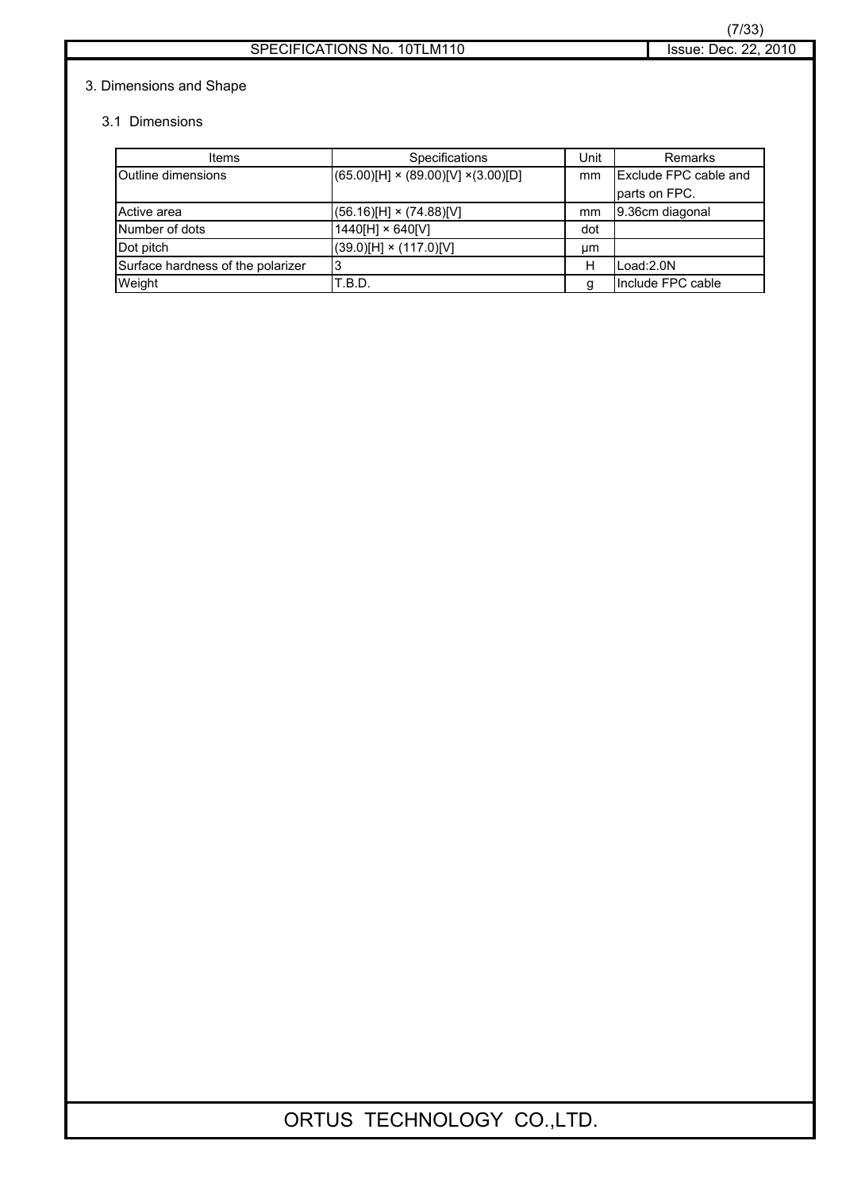# 3. Dimensions and Shape

## 3.1 Dimensions

| Items | Specifications | Unit | Remarks |
|---|---|---|---|
| Outline dimensions | (65.00)[H] × (89.00)[V] ×(3.00)[D] | mm | Exclude FPC cable and parts on FPC. |
| Active area | (56.16)[H] × (74.88)[V] | mm | 9.36cm diagonal |
| Number of dots | 1440[H] × 640[V] | dot | |
| Dot pitch | (39.0)[H] × (117.0)[V] | μm | |
| Surface hardness of the polarizer | 3 | H | Load:2.0N |
| Weight | T.B.D. | g | Include FPC cable |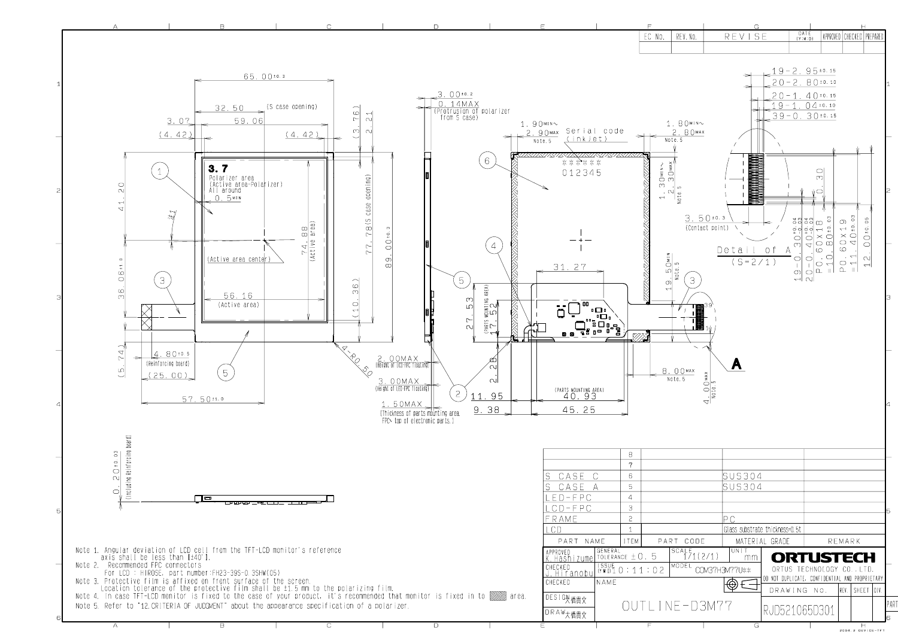| EC NO. | REV. NO. | REVISE | DATE (Y.M.D) | APPROVED | CHECKED | PREPARED |
|---|---|---|---|---|---|---|
| | | | | | | |

| | ITEM | PART CODE | MATERIAL GRADE | REMARK |
|---|---|---|---|---|
| | 8 | | | |
| | 7 | | | |
| S CASE C | 6 | | SUS304 | |
| S CASE A | 5 | | SUS304 | |
| LED-FPC | 4 | | | |
| LCD-FPC | 3 | | | |
| FRAME | 2 | | PC | |
| LCD | 1 | | Glass substrate thickness=0.5t | |
| PART NAME | ITEM | PART CODE | MATERIAL GRADE | REMARK |

| | | | |
|---|---|---|---|
| APPROVED K.Hashizume | GENERAL TOLERANCE ±0.5 | SCALE 1/1(2/1) | UNIT mm |
| CHECKED J.Hiranobu | ISSUE (Y.M.D) 10:11:02 | MODEL COM37H3M77U** | |
| CHECKED | NAME | | |
| DESIGN 大橋貴文 | OUTLINE-D3M77 | | |
| DRAW 大橋貴文 | | | |

ORTUSTECH
ORTUS TECHNOLOGY CO., LTD.
DO NOT DUPLICATE, CONFIDENTIAL AND PROPRIETARY

| DRAWING NO. | REV. | SHEET | DIV. |
|---|---|---|---|
| RJD521065D301 | | | |

Note 1. Angular deviation of LCD cell from the TFT-LCD monitor's reference axis shall be less than [±40'].
Note 2. Recommended FPC connectors
For LCD : HIROSE, part number:FH23-39S-0.3SHW(05)
Note 3. Protective film is affixed on front surface of the screen.
Location tolerance of the protective film shall be ±1.5 mm to the polarizing film.
Note 4. In case TFT-LCD monitor is fixed to the case of your product, it's recommended that monitor is fixed in to ▨ area.
Note 5. Refer to "12.CRITERIA OF JUDGMENT" about the appearance specification of a polarizer.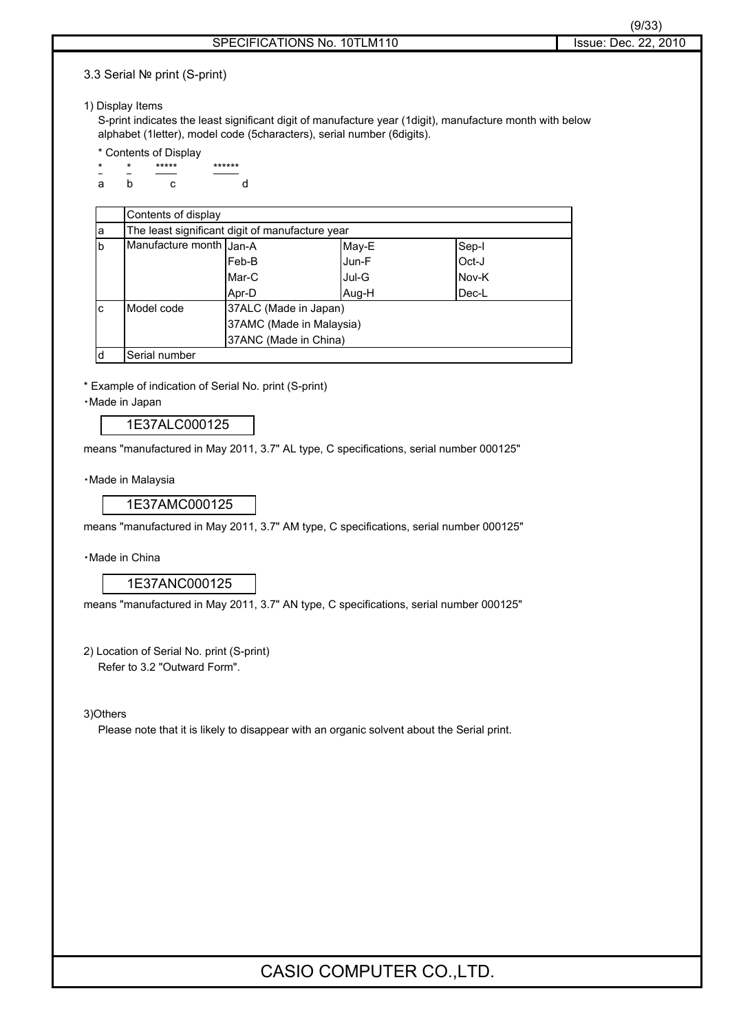### 3.3 Serial № print (S-print)

1) Display Items

S-print indicates the least significant digit of manufacture year (1digit), manufacture month with below alphabet (1letter), model code (5characters), serial number (6digits).

\* Contents of Display

```
*    *    *****    ******
a    b      c         d
```

| | Contents of display | | | |
|---|---|---|---|---|
| a | The least significant digit of manufacture year | | | |
| b | Manufacture month | Jan-A | May-E | Sep-I |
| | | Feb-B | Jun-F | Oct-J |
| | | Mar-C | Jul-G | Nov-K |
| | | Apr-D | Aug-H | Dec-L |
| c | Model code | 37ALC (Made in Japan) | | |
| | | 37AMC (Made in Malaysia) | | |
| | | 37ANC (Made in China) | | |
| d | Serial number | | | |

\* Example of indication of Serial No. print (S-print)

・Made in Japan

| 1E37ALC000125 |
|---|

means "manufactured in May 2011, 3.7" AL type, C specifications, serial number 000125"

・Made in Malaysia

| 1E37AMC000125 |
|---|

means "manufactured in May 2011, 3.7" AM type, C specifications, serial number 000125"

・Made in China

| 1E37ANC000125 |
|---|

means "manufactured in May 2011, 3.7" AN type, C specifications, serial number 000125"

2) Location of Serial No. print (S-print)

Refer to 3.2 "Outward Form".

3)Others

Please note that it is likely to disappear with an organic solvent about the Serial print.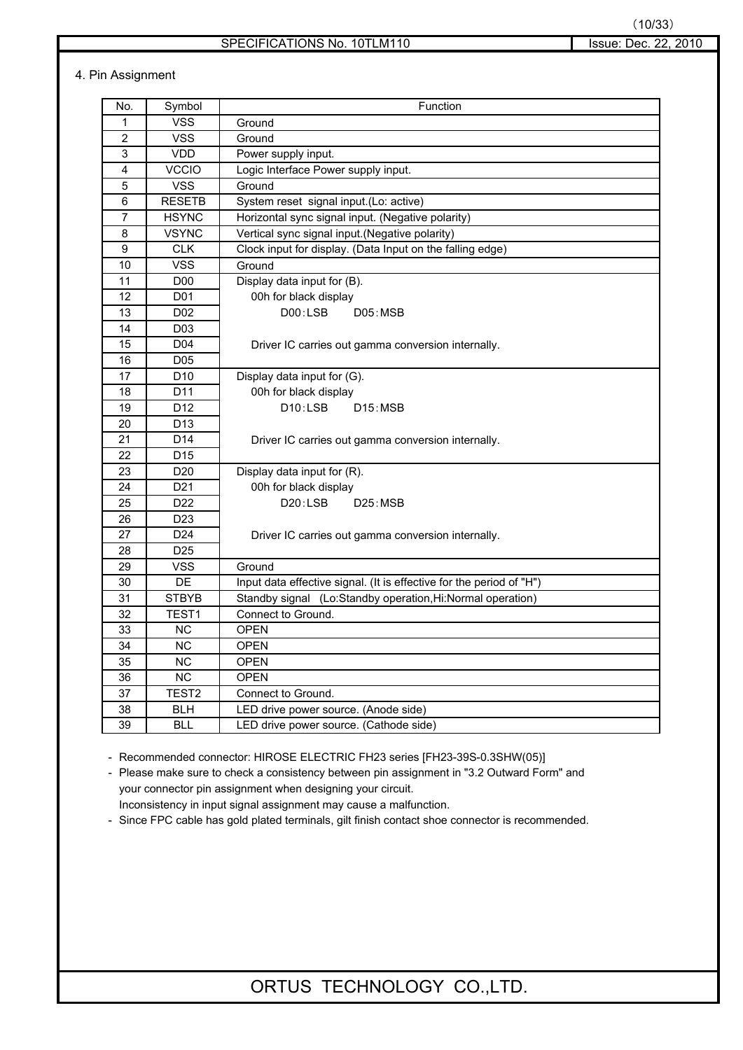## 4. Pin Assignment

| No. | Symbol | Function |
|---|---|---|
| 1 | VSS | Ground |
| 2 | VSS | Ground |
| 3 | VDD | Power supply input. |
| 4 | VCCIO | Logic Interface Power supply input. |
| 5 | VSS | Ground |
| 6 | RESETB | System reset signal input.(Lo: active) |
| 7 | HSYNC | Horizontal sync signal input. (Negative polarity) |
| 8 | VSYNC | Vertical sync signal input.(Negative polarity) |
| 9 | CLK | Clock input for display. (Data Input on the falling edge) |
| 10 | VSS | Ground |
| 11 | D00 | Display data input for (B).<br>00h for black display<br>D00：LSB D05：MSB<br><br>Driver IC carries out gamma conversion internally. |
| 12 | D01 | |
| 13 | D02 | |
| 14 | D03 | |
| 15 | D04 | |
| 16 | D05 | |
| 17 | D10 | Display data input for (G).<br>00h for black display<br>D10：LSB D15：MSB<br><br>Driver IC carries out gamma conversion internally. |
| 18 | D11 | |
| 19 | D12 | |
| 20 | D13 | |
| 21 | D14 | |
| 22 | D15 | |
| 23 | D20 | Display data input for (R).<br>00h for black display<br>D20：LSB D25：MSB<br><br>Driver IC carries out gamma conversion internally. |
| 24 | D21 | |
| 25 | D22 | |
| 26 | D23 | |
| 27 | D24 | |
| 28 | D25 | |
| 29 | VSS | Ground |
| 30 | DE | Input data effective signal. (It is effective for the period of "H") |
| 31 | STBYB | Standby signal (Lo:Standby operation,Hi:Normal operation) |
| 32 | TEST1 | Connect to Ground. |
| 33 | NC | OPEN |
| 34 | NC | OPEN |
| 35 | NC | OPEN |
| 36 | NC | OPEN |
| 37 | TEST2 | Connect to Ground. |
| 38 | BLH | LED drive power source. (Anode side) |
| 39 | BLL | LED drive power source. (Cathode side) |

- Recommended connector: HIROSE ELECTRIC FH23 series [FH23-39S-0.3SHW(05)]
- Please make sure to check a consistency between pin assignment in "3.2 Outward Form" and your connector pin assignment when designing your circuit.
  Inconsistency in input signal assignment may cause a malfunction.
- Since FPC cable has gold plated terminals, gilt finish contact shoe connector is recommended.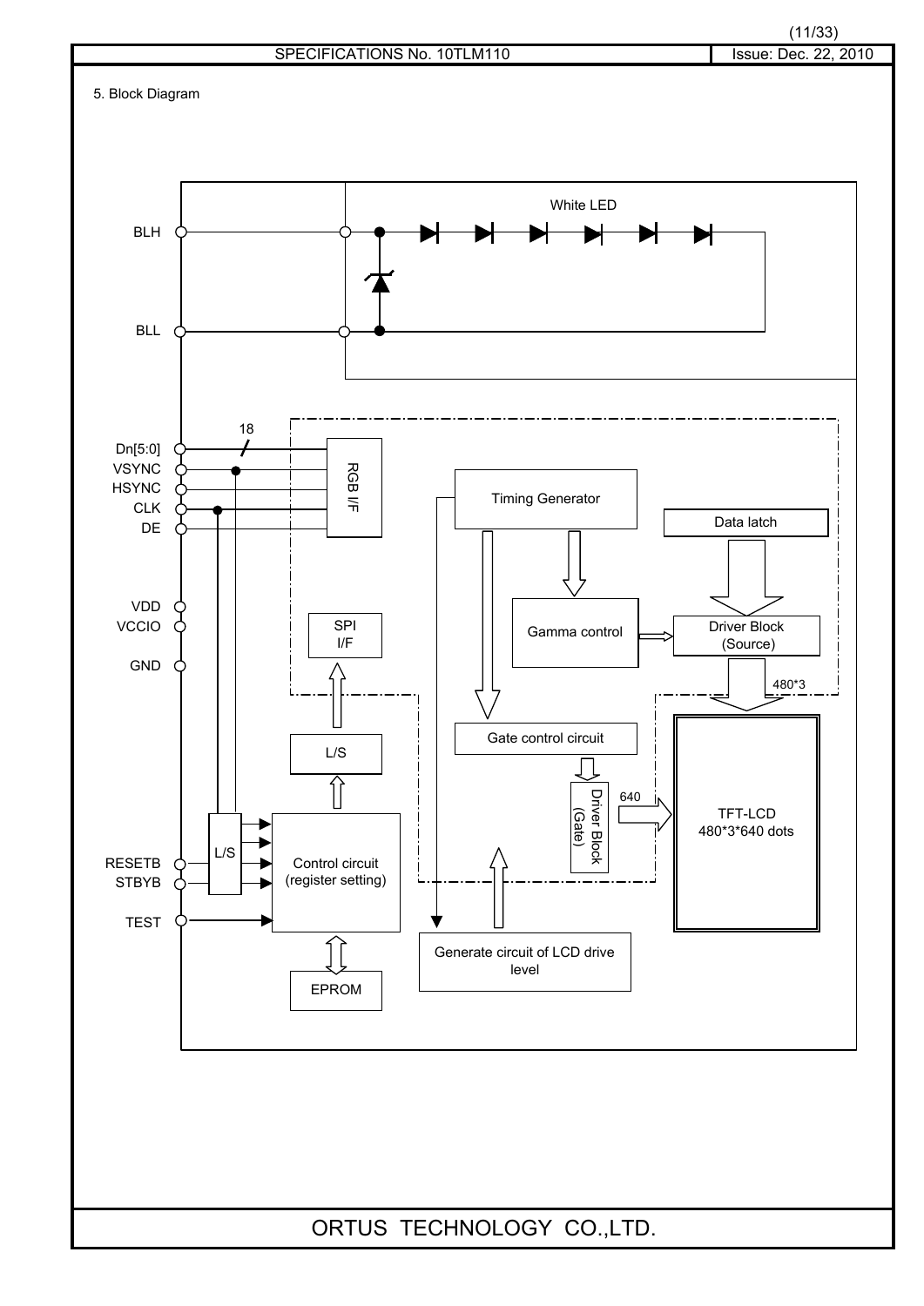5. Block Diagram

BLH
BLL
White LED

Dn[5:0]
VSYNC
HSYNC
CLK
DE
18
RGB I/F

VDD
VCCIO
GND

SPI I/F
L/S

Timing Generator
Data latch
Gamma control
Driver Block (Source)
480*3
Gate control circuit
Driver Block (Gate)
640
TFT-LCD 480*3*640 dots

RESETB
STBYB
TEST
L/S
Control circuit (register setting)
EPROM
Generate circuit of LCD drive level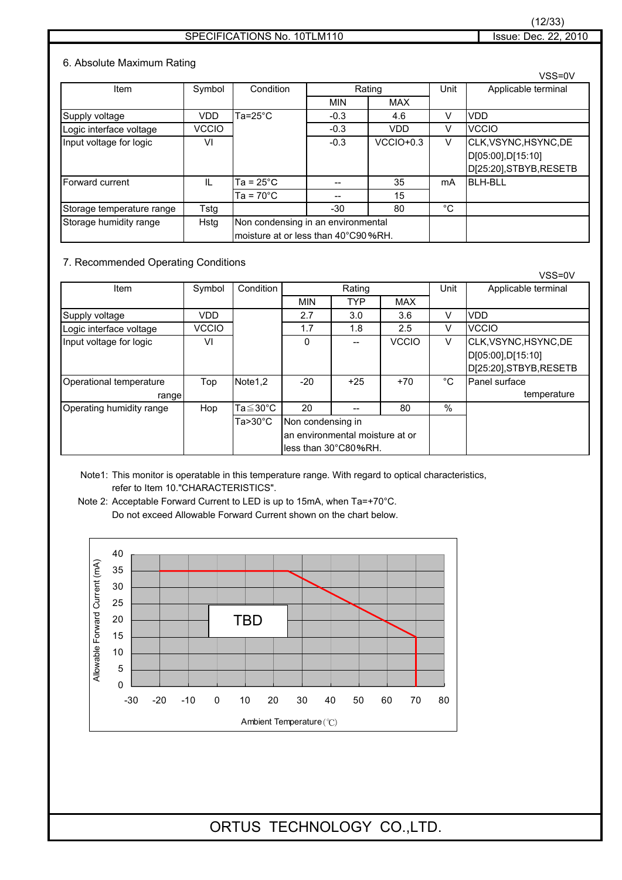## 6. Absolute Maximum Rating

VSS=0V

| Item | Symbol | Condition | Rating | | Unit | Applicable terminal |
|---|---|---|---|---|---|---|
| | | | MIN | MAX | | |
| Supply voltage | VDD | Ta=25°C | -0.3 | 4.6 | V | VDD |
| Logic interface voltage | VCCIO | | -0.3 | VDD | V | VCCIO |
| Input voltage for logic | VI | | -0.3 | VCCIO+0.3 | V | CLK,VSYNC,HSYNC,DE D[05:00],D[15:10] D[25:20],STBYB,RESETB |
| Forward current | IL | Ta = 25°C | -- | 35 | mA | BLH-BLL |
| | | Ta = 70°C | -- | 15 | | |
| Storage temperature range | Tstg | | -30 | 80 | °C | |
| Storage humidity range | Hstg | Non condensing in an environmental moisture at or less than 40°C90%RH. | | | | |

## 7. Recommended Operating Conditions

VSS=0V

| Item | Symbol | Condition | Rating | | | Unit | Applicable terminal |
|---|---|---|---|---|---|---|---|
| | | | MIN | TYP | MAX | | |
| Supply voltage | VDD | | 2.7 | 3.0 | 3.6 | V | VDD |
| Logic interface voltage | VCCIO | | 1.7 | 1.8 | 2.5 | V | VCCIO |
| Input voltage for logic | VI | | 0 | -- | VCCIO | V | CLK,VSYNC,HSYNC,DE D[05:00],D[15:10] D[25:20],STBYB,RESETB |
| Operational temperature range | Top | Note1,2 | -20 | +25 | +70 | °C | Panel surface temperature |
| Operating humidity range | Hop | Ta≦30°C | 20 | -- | 80 | % | |
| | | Ta>30°C | Non condensing in an environmental moisture at or less than 30°C80%RH. | | | | |

Note1: This monitor is operatable in this temperature range. With regard to optical characteristics, refer to Item 10."CHARACTERISTICS".

Note 2: Acceptable Forward Current to LED is up to 15mA, when Ta=+70°C.
Do not exceed Allowable Forward Current shown on the chart below.

Allowable Forward Current (mA) vs. Ambient Temperature (℃)

TBD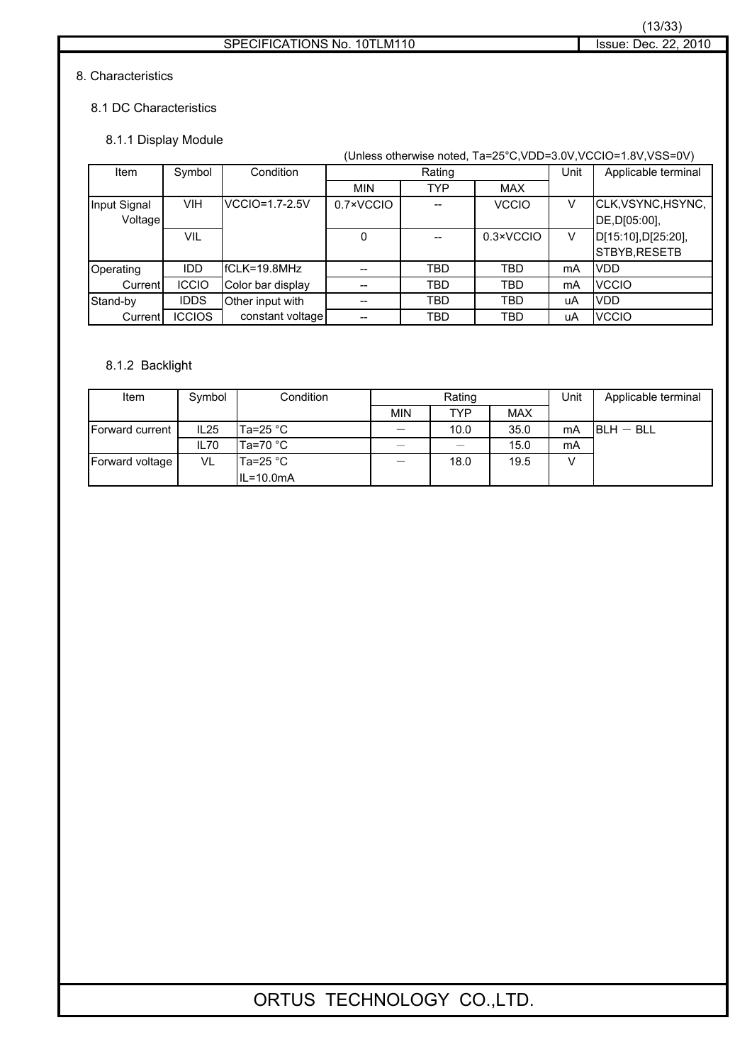## 8. Characteristics

### 8.1 DC Characteristics

#### 8.1.1 Display Module

(Unless otherwise noted, Ta=25°C,VDD=3.0V,VCCIO=1.8V,VSS=0V)

| Item | Symbol | Condition | Rating | | | Unit | Applicable terminal |
|---|---|---|---|---|---|---|---|
| | | | MIN | TYP | MAX | | |
| Input Signal Voltage | VIH | VCCIO=1.7-2.5V | 0.7×VCCIO | -- | VCCIO | V | CLK,VSYNC,HSYNC, DE,D[05:00], D[15:10],D[25:20], STBYB,RESETB |
| | VIL | | 0 | -- | 0.3×VCCIO | V | |
| Operating Current | IDD | fCLK=19.8MHz Color bar display | -- | TBD | TBD | mA | VDD |
| | ICCIO | | -- | TBD | TBD | mA | VCCIO |
| Stand-by Current | IDDS | Other input with constant voltage | -- | TBD | TBD | uA | VDD |
| | ICCIOS | | -- | TBD | TBD | uA | VCCIO |

#### 8.1.2 Backlight

| Item | Symbol | Condition | Rating | | | Unit | Applicable terminal |
|---|---|---|---|---|---|---|---|
| | | | MIN | TYP | MAX | | |
| Forward current | IL25 | Ta=25 °C | — | 10.0 | 35.0 | mA | BLH — BLL |
| | IL70 | Ta=70 °C | — | — | 15.0 | mA | |
| Forward voltage | VL | Ta=25 °C IL=10.0mA | — | 18.0 | 19.5 | V | |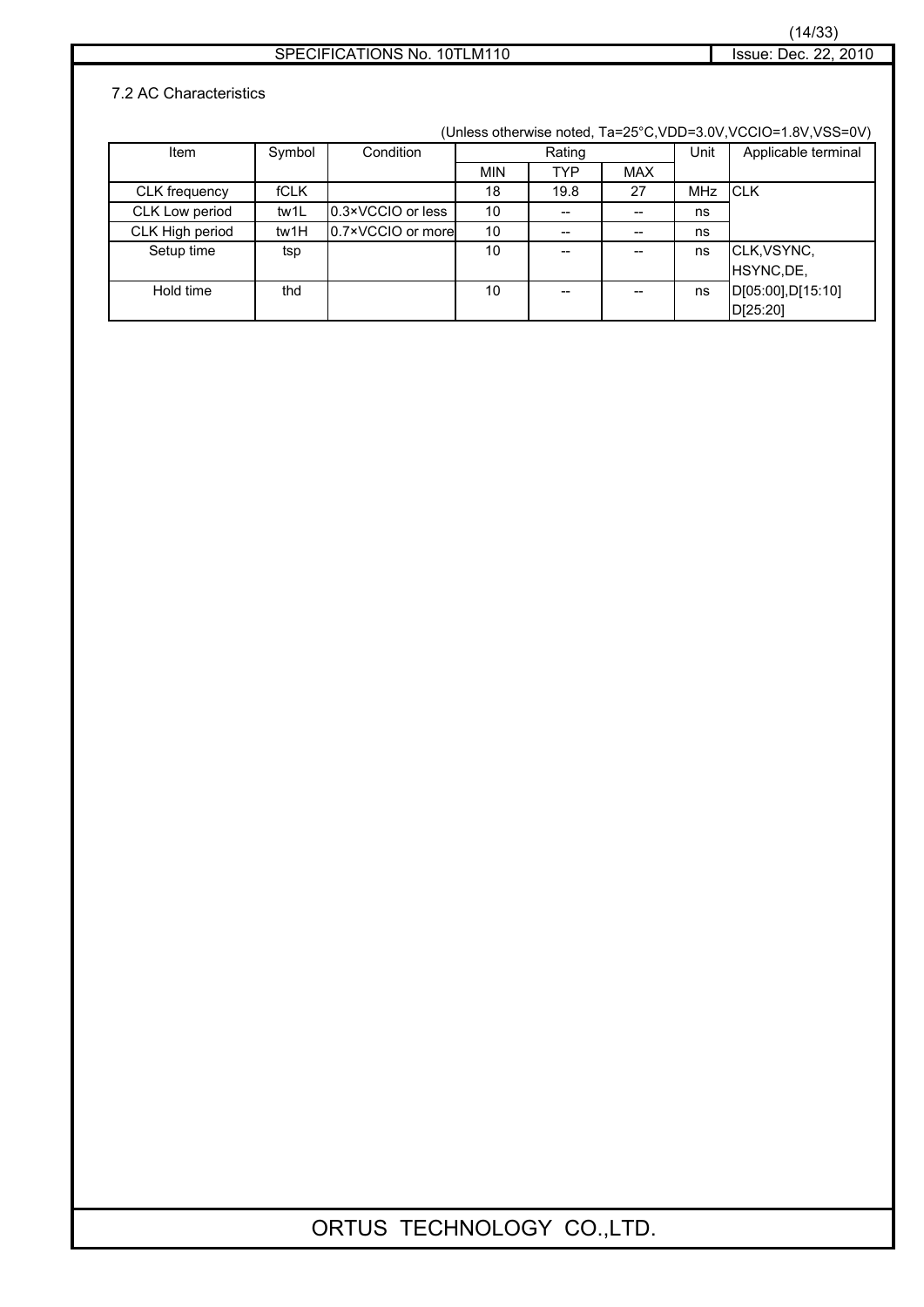## 7.2 AC Characteristics

(Unless otherwise noted, Ta=25°C,VDD=3.0V,VCCIO=1.8V,VSS=0V)

| Item | Symbol | Condition | Rating | | | Unit | Applicable terminal |
|---|---|---|---|---|---|---|---|
| | | | MIN | TYP | MAX | | |
| CLK frequency | fCLK | | 18 | 19.8 | 27 | MHz | CLK |
| CLK Low period | tw1L | 0.3×VCCIO or less | 10 | -- | -- | ns | |
| CLK High period | tw1H | 0.7×VCCIO or more | 10 | -- | -- | ns | |
| Setup time | tsp | | 10 | -- | -- | ns | CLK,VSYNC, HSYNC,DE, |
| Hold time | thd | | 10 | -- | -- | ns | D[05:00],D[15:10] D[25:20] |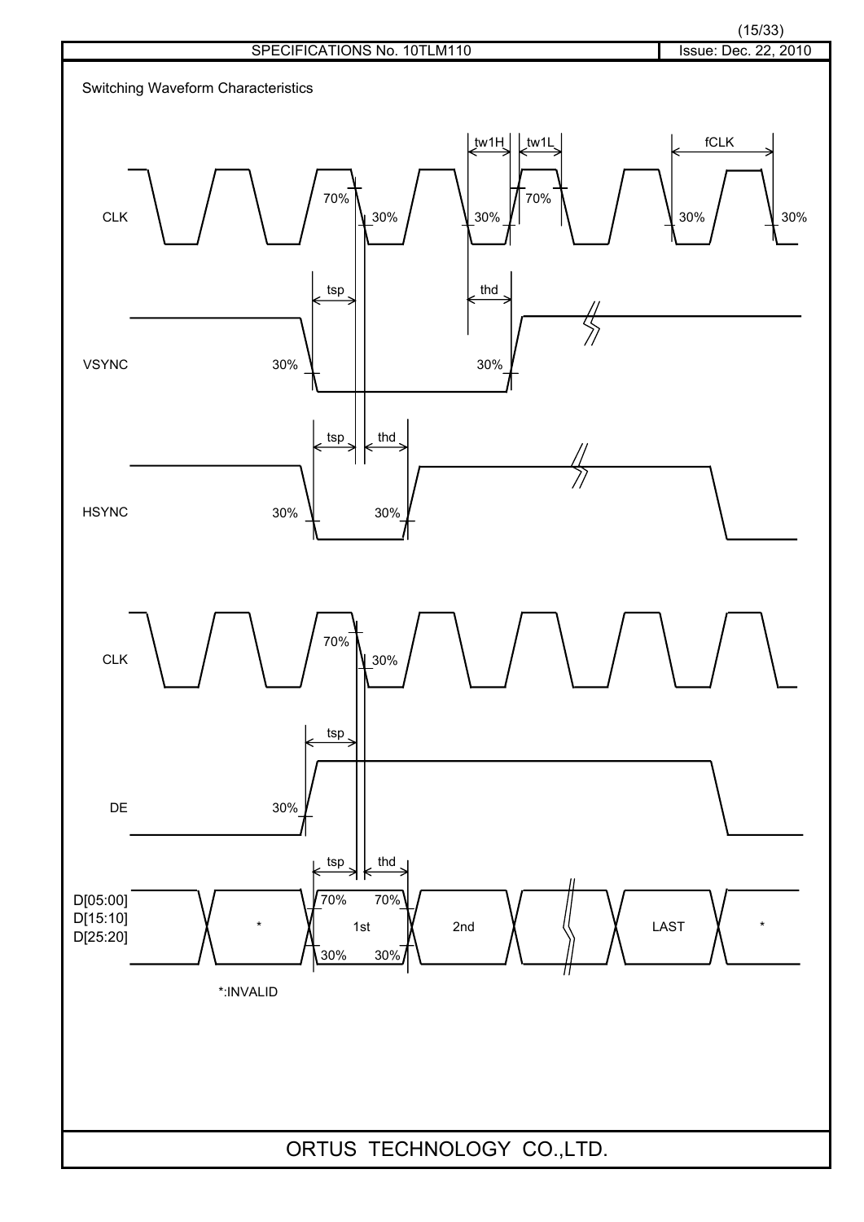Switching Waveform Characteristics

CLK

tw1H tw1L fCLK

70% 30% 30% 70% 30% 30%

VSYNC

tsp thd

30% 30%

HSYNC

tsp thd

30% 30%

CLK

70% 30%

DE

tsp

30%

D[05:00]
D[15:10]
D[25:20]

tsp thd

70% 70%

30% 30%

\* 1st 2nd LAST \*

*:INVALID

ORTUS TECHNOLOGY CO.,LTD.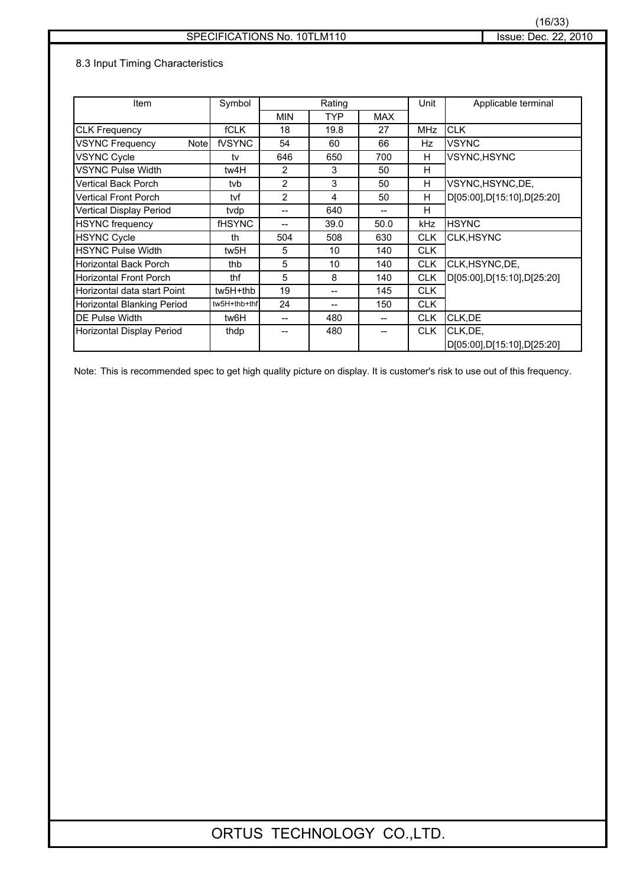## 8.3 Input Timing Characteristics

| Item | Symbol | Rating | | | Unit | Applicable terminal |
|---|---|---|---|---|---|---|
| | | MIN | TYP | MAX | | |
| CLK Frequency | fCLK | 18 | 19.8 | 27 | MHz | CLK |
| VSYNC Frequency Note | fVSYNC | 54 | 60 | 66 | Hz | VSYNC |
| VSYNC Cycle | tv | 646 | 650 | 700 | H | VSYNC,HSYNC |
| VSYNC Pulse Width | tw4H | 2 | 3 | 50 | H | |
| Vertical Back Porch | tvb | 2 | 3 | 50 | H | VSYNC,HSYNC,DE, D[05:00],D[15:10],D[25:20] |
| Vertical Front Porch | tvf | 2 | 4 | 50 | H | |
| Vertical Display Period | tvdp | -- | 640 | -- | H | |
| HSYNC frequency | fHSYNC | -- | 39.0 | 50.0 | kHz | HSYNC |
| HSYNC Cycle | th | 504 | 508 | 630 | CLK | CLK,HSYNC |
| HSYNC Pulse Width | tw5H | 5 | 10 | 140 | CLK | |
| Horizontal Back Porch | thb | 5 | 10 | 140 | CLK | CLK,HSYNC,DE, D[05:00],D[15:10],D[25:20] |
| Horizontal Front Porch | thf | 5 | 8 | 140 | CLK | |
| Horizontal data start Point | tw5H+thb | 19 | -- | 145 | CLK | |
| Horizontal Blanking Period | tw5H+thb+thf | 24 | -- | 150 | CLK | |
| DE Pulse Width | tw6H | -- | 480 | -- | CLK | CLK,DE |
| Horizontal Display Period | thdp | -- | 480 | -- | CLK | CLK,DE, D[05:00],D[15:10],D[25:20] |

Note: This is recommended spec to get high quality picture on display. It is customer's risk to use out of this frequency.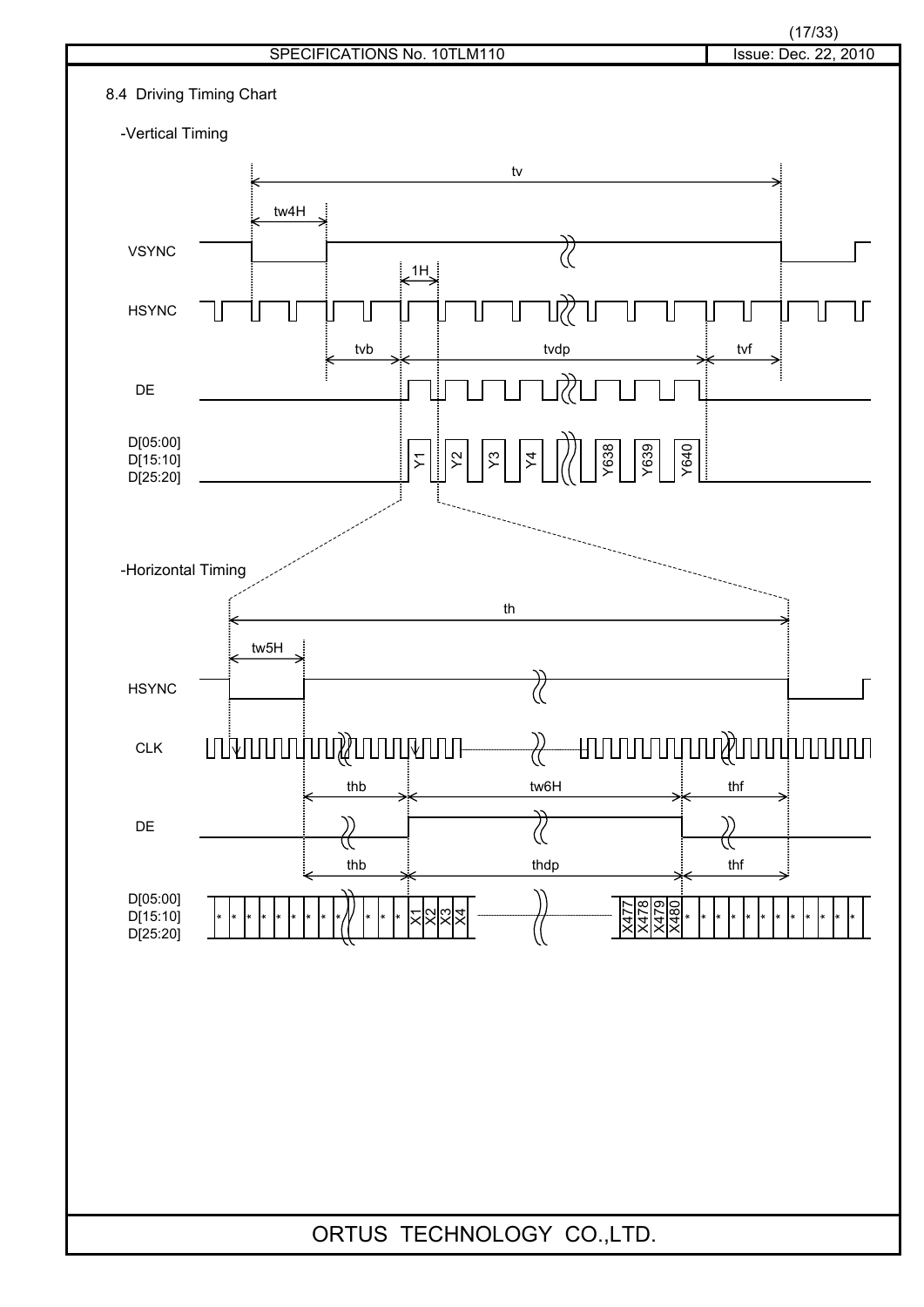## 8.4 Driving Timing Chart

-Vertical Timing

tv

tw4H

VSYNC

1H

HSYNC

tvb tvdp tvf

DE

D[05:00]
D[15:10]
D[25:20]

Y1 Y2 Y3 Y4 Y638 Y639 Y640

-Horizontal Timing

th

tw5H

HSYNC

CLK

thb tw6H thf

DE

thb thdp thf

D[05:00]
D[15:10]
D[25:20]

* * * * * * * * * * * X1 X2 X3 X4 X477 X478 X479 X480 * * * * * * * * * * * *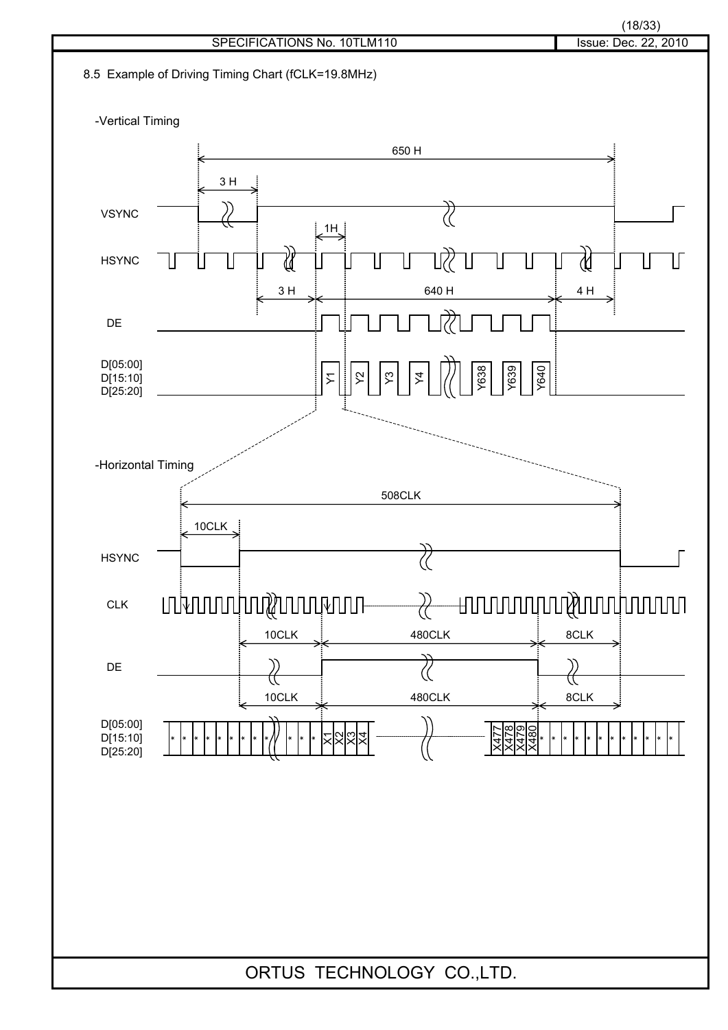## 8.5 Example of Driving Timing Chart (fCLK=19.8MHz)

-Vertical Timing

650 H

3 H

VSYNC

1H

HSYNC

3 H

640 H

4 H

DE

D[05:00]
D[15:10]
D[25:20]

Y1 Y2 Y3 Y4 Y638 Y639 Y640

-Horizontal Timing

508CLK

10CLK

HSYNC

CLK

10CLK

480CLK

8CLK

DE

10CLK

480CLK

8CLK

D[05:00]
D[15:10]
D[25:20]

* * * * * * * * * * X1 X2 X3 X4 X477 X478 X479 X480 * * * * * * * * * * *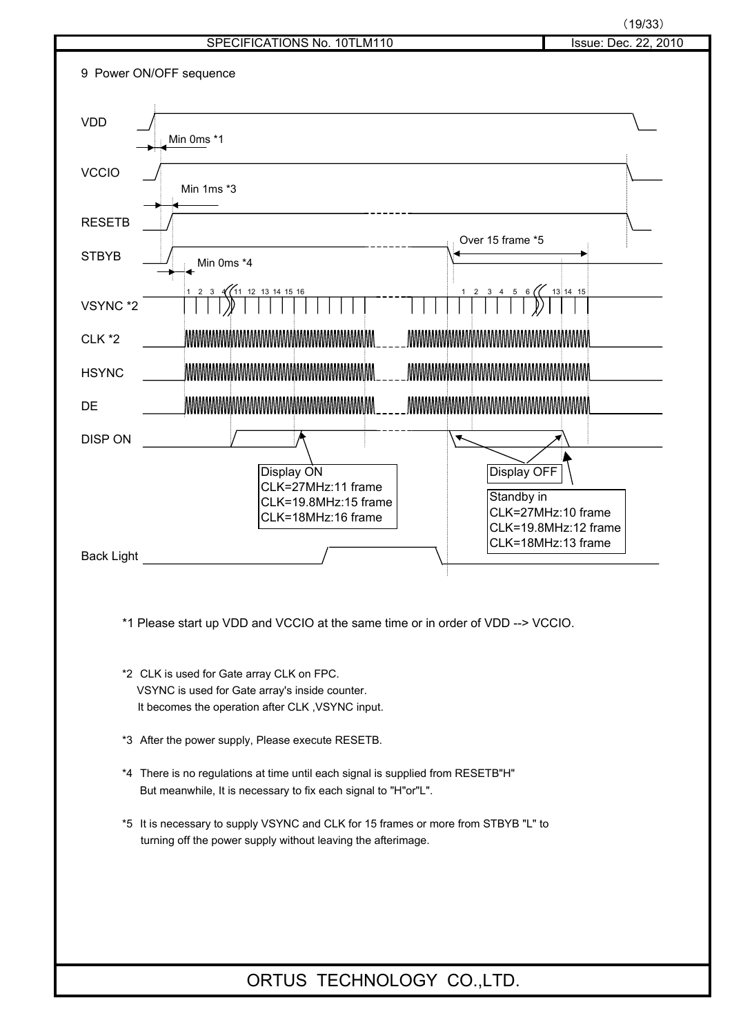## 9 Power ON/OFF sequence

VDD

Min 0ms *1

VCCIO

Min 1ms *3

RESETB

Over 15 frame *5

STBYB

Min 0ms *4

VSYNC *2

CLK *2

HSYNC

DE

DISP ON

Display ON
CLK=27MHz:11 frame
CLK=19.8MHz:15 frame
CLK=18MHz:16 frame

Display OFF

Standby in
CLK=27MHz:10 frame
CLK=19.8MHz:12 frame
CLK=18MHz:13 frame

Back Light

*1 Please start up VDD and VCCIO at the same time or in order of VDD --> VCCIO.

*2 CLK is used for Gate array CLK on FPC.
VSYNC is used for Gate array's inside counter.
It becomes the operation after CLK ,VSYNC input.

*3 After the power supply, Please execute RESETB.

*4 There is no regulations at time until each signal is supplied from RESETB"H"
But meanwhile, It is necessary to fix each signal to "H"or"L".

*5 It is necessary to supply VSYNC and CLK for 15 frames or more from STBYB "L" to turning off the power supply without leaving the afterimage.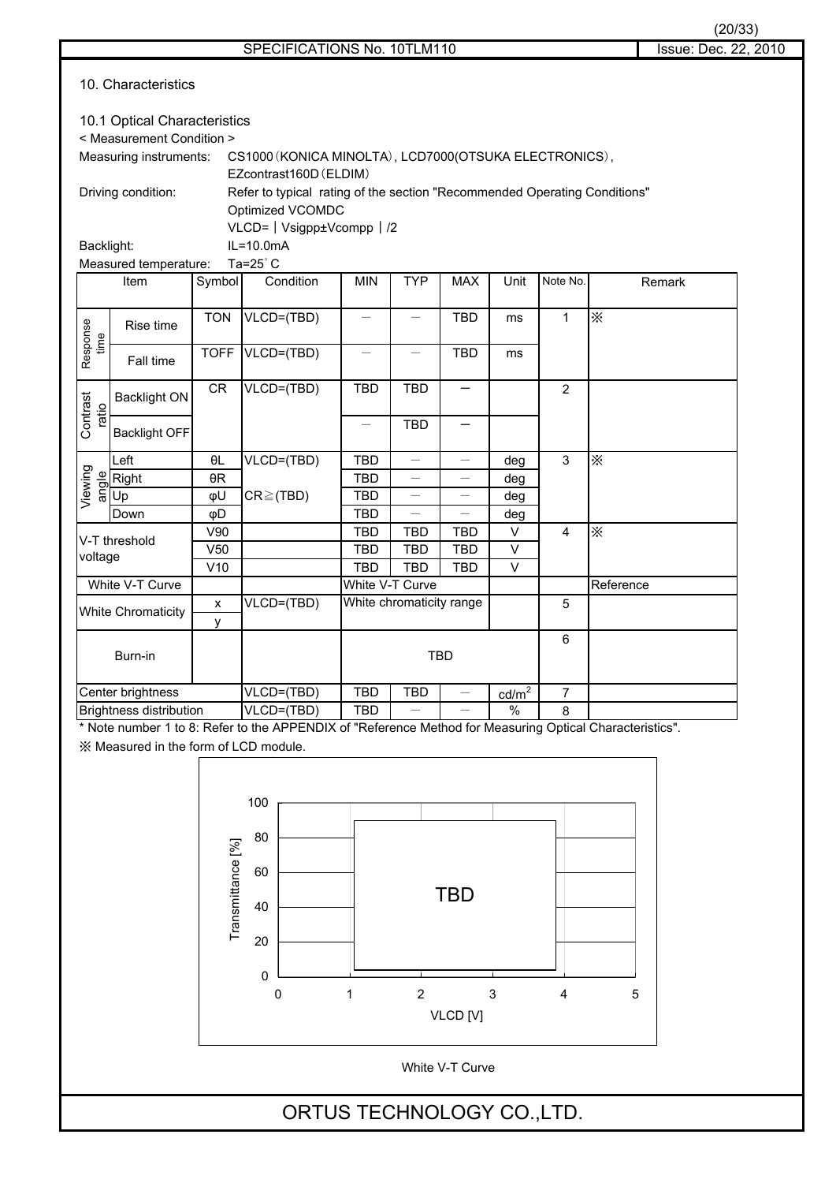## 10. Characteristics

### 10.1 Optical Characteristics

< Measurement Condition >

Measuring instruments: CS1000（KONICA MINOLTA）, LCD7000(OTSUKA ELECTRONICS）, EZcontrast160D（ELDIM）

Driving condition: Refer to typical rating of the section "Recommended Operating Conditions"
Optimized VCOMDC
VLCD=｜Vsigpp±Vcompp｜/2

Backlight: IL=10.0mA

Measured temperature: Ta=25°C

| Item | | Symbol | Condition | MIN | TYP | MAX | Unit | Note No. | Remark |
|---|---|---|---|---|---|---|---|---|---|
| Response time | Rise time | TON | VLCD=(TBD) | － | － | TBD | ms | 1 | ※ |
| | Fall time | TOFF | VLCD=(TBD) | － | － | TBD | ms | | |
| Contrast ratio | Backlight ON | CR | VLCD=(TBD) | TBD | TBD | － | | 2 | |
| | Backlight OFF | | | － | TBD | － | | | |
| Viewing angle | Left | θL | VLCD=(TBD) | TBD | － | － | deg | 3 | ※ |
| | Right | θR | | TBD | － | － | deg | | |
| | Up | φU | CR≧(TBD) | TBD | － | － | deg | | |
| | Down | φD | | TBD | － | － | deg | | |
| V-T threshold voltage | | V90 | | TBD | TBD | TBD | V | 4 | ※ |
| | | V50 | | TBD | TBD | TBD | V | | |
| | | V10 | | TBD | TBD | TBD | V | | |
| White V-T Curve | | | | White V-T Curve | | | | | Reference |
| White Chromaticity | | x | VLCD=(TBD) | White chromaticity range | | | | 5 | |
| | | y | | | | | | | |
| Burn-in | | | | TBD | | | | 6 | |
| Center brightness | | | VLCD=(TBD) | TBD | TBD | － | $cd/m^2$ | 7 | |
| Brightness distribution | | | VLCD=(TBD) | TBD | － | － | % | 8 | |

\* Note number 1 to 8: Refer to the APPENDIX of "Reference Method for Measuring Optical Characteristics".

※ Measured in the form of LCD module.

[Graph: Transmittance [%] (0–100) vs. VLCD [V] (0–5) — TBD]

White V-T Curve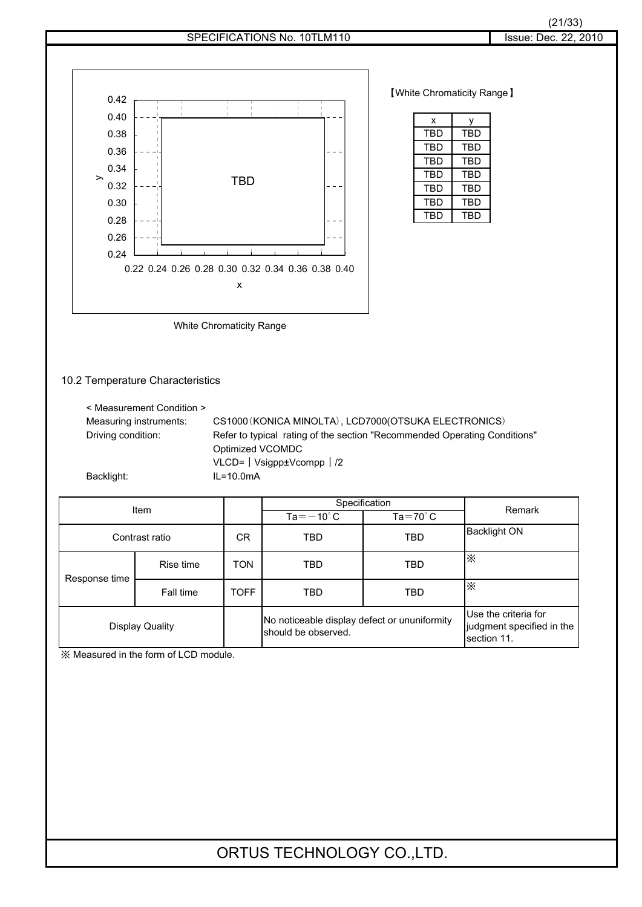【White Chromaticity Range】

| x | y |
|---|---|
| TBD | TBD |
| TBD | TBD |
| TBD | TBD |
| TBD | TBD |
| TBD | TBD |
| TBD | TBD |
| TBD | TBD |

White Chromaticity Range

## 10.2 Temperature Characteristics

< Measurement Condition >

Measuring instruments: CS1000（KONICA MINOLTA）, LCD7000(OTSUKA ELECTRONICS)

Driving condition: Refer to typical rating of the section "Recommended Operating Conditions"
Optimized VCOMDC
VLCD=｜Vsigpp±Vcompp｜/2

Backlight: IL=10.0mA

| Item | | | Specification | | Remark |
|---|---|---|---|---|---|
| | | | Ta=－10°C | Ta=70°C | |
| Contrast ratio | | CR | TBD | TBD | Backlight ON |
| Response time | Rise time | TON | TBD | TBD | ※ |
| | Fall time | TOFF | TBD | TBD | ※ |
| Display Quality | | | No noticeable display defect or ununiformity should be observed. | | Use the criteria for judgment specified in the section 11. |

※ Measured in the form of LCD module.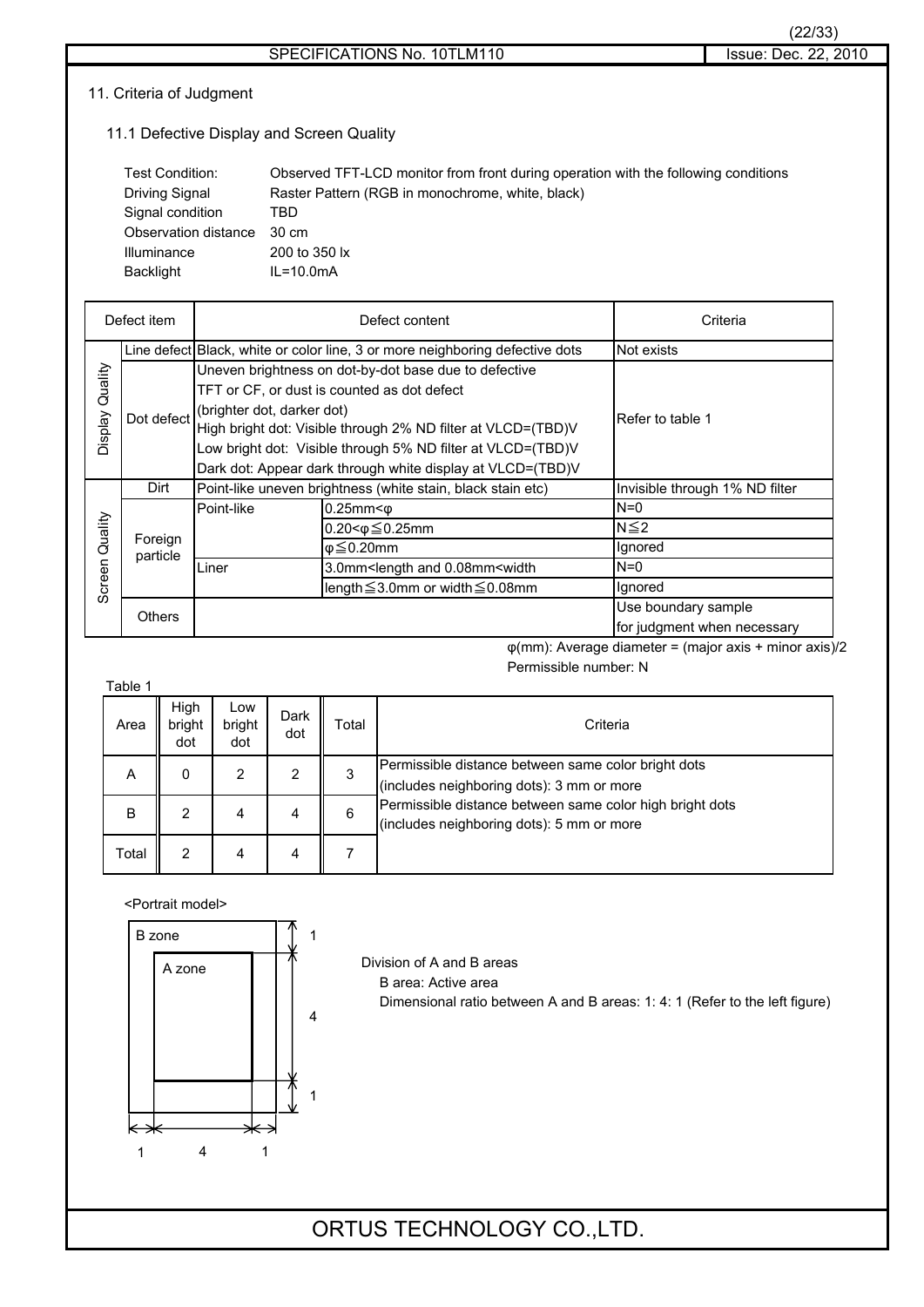## 11. Criteria of Judgment

### 11.1 Defective Display and Screen Quality

| | |
|---|---|
| Test Condition: | Observed TFT-LCD monitor from front during operation with the following conditions |
| Driving Signal | Raster Pattern (RGB in monochrome, white, black) |
| Signal condition | TBD |
| Observation distance | 30 cm |
| Illuminance | 200 to 350 lx |
| Backlight | IL=10.0mA |

| Defect item | | Defect content | | Criteria |
|---|---|---|---|---|
| Display Quality | Line defect | Black, white or color line, 3 or more neighboring defective dots | | Not exists |
| | Dot defect | Uneven brightness on dot-by-dot base due to defective TFT or CF, or dust is counted as dot defect (brighter dot, darker dot)<br>High bright dot: Visible through 2% ND filter at VLCD=(TBD)V<br>Low bright dot: Visible through 5% ND filter at VLCD=(TBD)V<br>Dark dot: Appear dark through white display at VLCD=(TBD)V | | Refer to table 1 |
| Screen Quality | Dirt | Point-like uneven brightness (white stain, black stain etc) | | Invisible through 1% ND filter |
| | Foreign particle | Point-like | 0.25mm<φ | N=0 |
| | | | 0.20<φ≦0.25mm | N≦2 |
| | | | φ≦0.20mm | Ignored |
| | | Liner | 3.0mm<length and 0.08mm<width | N=0 |
| | | | length≦3.0mm or width≦0.08mm | Ignored |
| | Others | | | Use boundary sample for judgment when necessary |

φ(mm): Average diameter = (major axis + minor axis)/2

Permissible number: N

Table 1

| Area | High bright dot | Low bright dot | Dark dot | Total | Criteria |
|---|---|---|---|---|---|
| A | 0 | 2 | 2 | 3 | Permissible distance between same color bright dots (includes neighboring dots): 3 mm or more |
| B | 2 | 4 | 4 | 6 | Permissible distance between same color high bright dots (includes neighboring dots): 5 mm or more |
| Total | 2 | 4 | 4 | 7 | |

<Portrait model>

B zone / A zone — horizontal: 1 : 4 : 1, vertical: 1 : 4 : 1

Division of A and B areas

B area: Active area

Dimensional ratio between A and B areas: 1: 4: 1 (Refer to the left figure)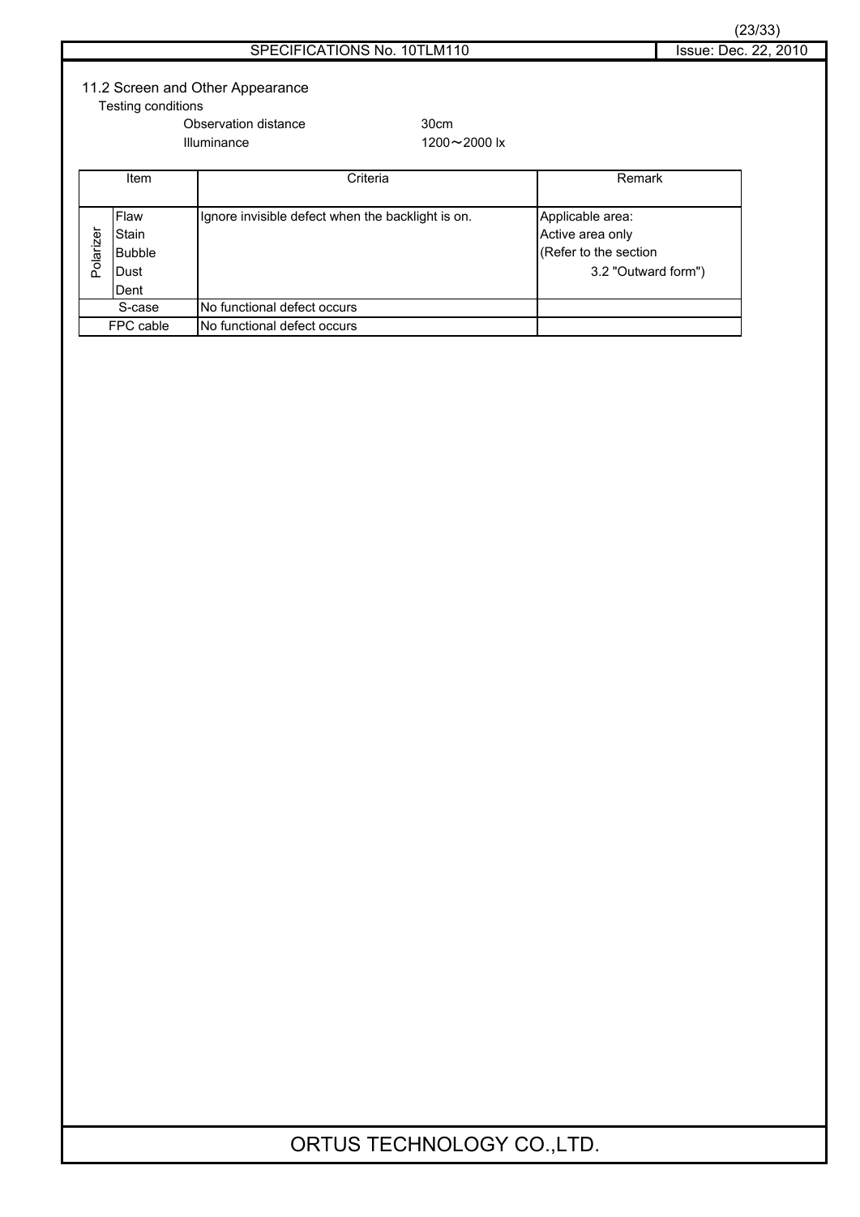## 11.2 Screen and Other Appearance

Testing conditions

| | |
|---|---|
| Observation distance | 30cm |
| Illuminance | 1200～2000 lx |

| Item | | Criteria | Remark |
|---|---|---|---|
| Polarizer | Flaw<br>Stain<br>Bubble<br>Dust<br>Dent | Ignore invisible defect when the backlight is on. | Applicable area:<br>Active area only<br>(Refer to the section 3.2 "Outward form") |
| S-case | | No functional defect occurs | |
| FPC cable | | No functional defect occurs | |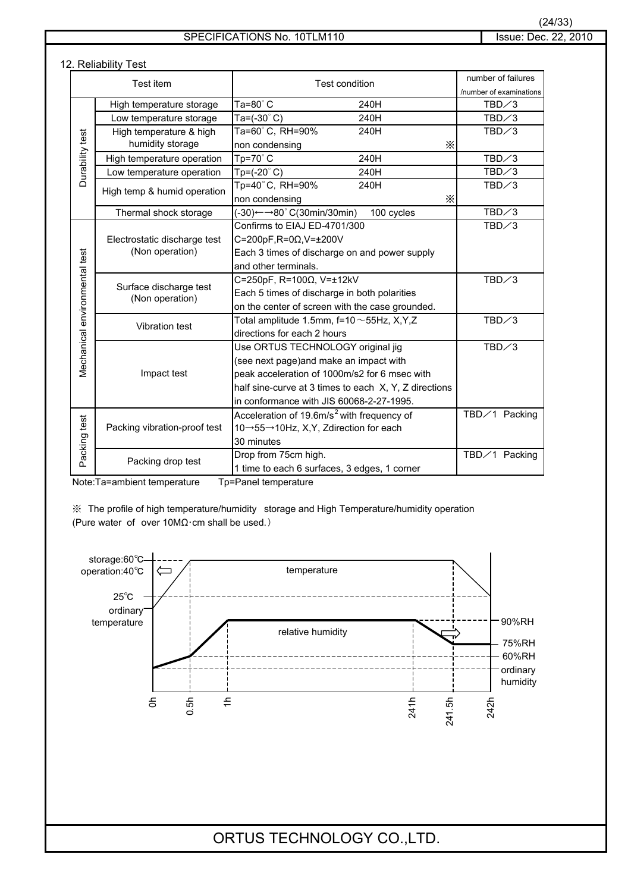## 12. Reliability Test

| | Test item | Test condition | | number of failures /number of examinations |
|---|---|---|---|---|
| Durability test | High temperature storage | Ta=80°C | 240H | TBD／3 |
| | Low temperature storage | Ta=(-30°C) | 240H | TBD／3 |
| | High temperature & high humidity storage | Ta=60°C, RH=90% non condensing | 240H ※ | TBD／3 |
| | High temperature operation | Tp=70°C | 240H | TBD／3 |
| | Low temperature operation | Tp=(-20°C) | 240H | TBD／3 |
| | High temp & humid operation | Tp=40°C, RH=90% non condensing | 240H ※ | TBD／3 |
| | Thermal shock storage | (-30)←→80°C(30min/30min) | 100 cycles | TBD／3 |
| Mechanical environmental test | Electrostatic discharge test (Non operation) | Confirms to EIAJ ED-4701/300 C=200pF,R=0Ω,V=±200V Each 3 times of discharge on and power supply and other terminals. | | TBD／3 |
| | Surface discharge test (Non operation) | C=250pF, R=100Ω, V=±12kV Each 5 times of discharge in both polarities on the center of screen with the case grounded. | | TBD／3 |
| | Vibration test | Total amplitude 1.5mm, f=10～55Hz, X,Y,Z directions for each 2 hours | | TBD／3 |
| | Impact test | Use ORTUS TECHNOLOGY original jig (see next page)and make an impact with peak acceleration of 1000m/s2 for 6 msec with half sine-curve at 3 times to each X, Y, Z directions in conformance with JIS 60068-2-27-1995. | | TBD／3 |
| Packing test | Packing vibration-proof test | Acceleration of 19.6m/s$^2$ with frequency of 10→55→10Hz, X,Y, Zdirection for each 30 minutes | | TBD／1 Packing |
| | Packing drop test | Drop from 75cm high. 1 time to each 6 surfaces, 3 edges, 1 corner | | TBD／1 Packing |

Note:Ta=ambient temperature Tp=Panel temperature

※ The profile of high temperature/humidity storage and High Temperature/humidity operation (Pure water of over 10MΩ·cm shall be used.)

storage:60℃
operation:40℃
25℃
ordinary temperature
temperature
relative humidity
90%RH
75%RH
60%RH
ordinary humidity
0h 0.5h 1h 241h 241.5h 242h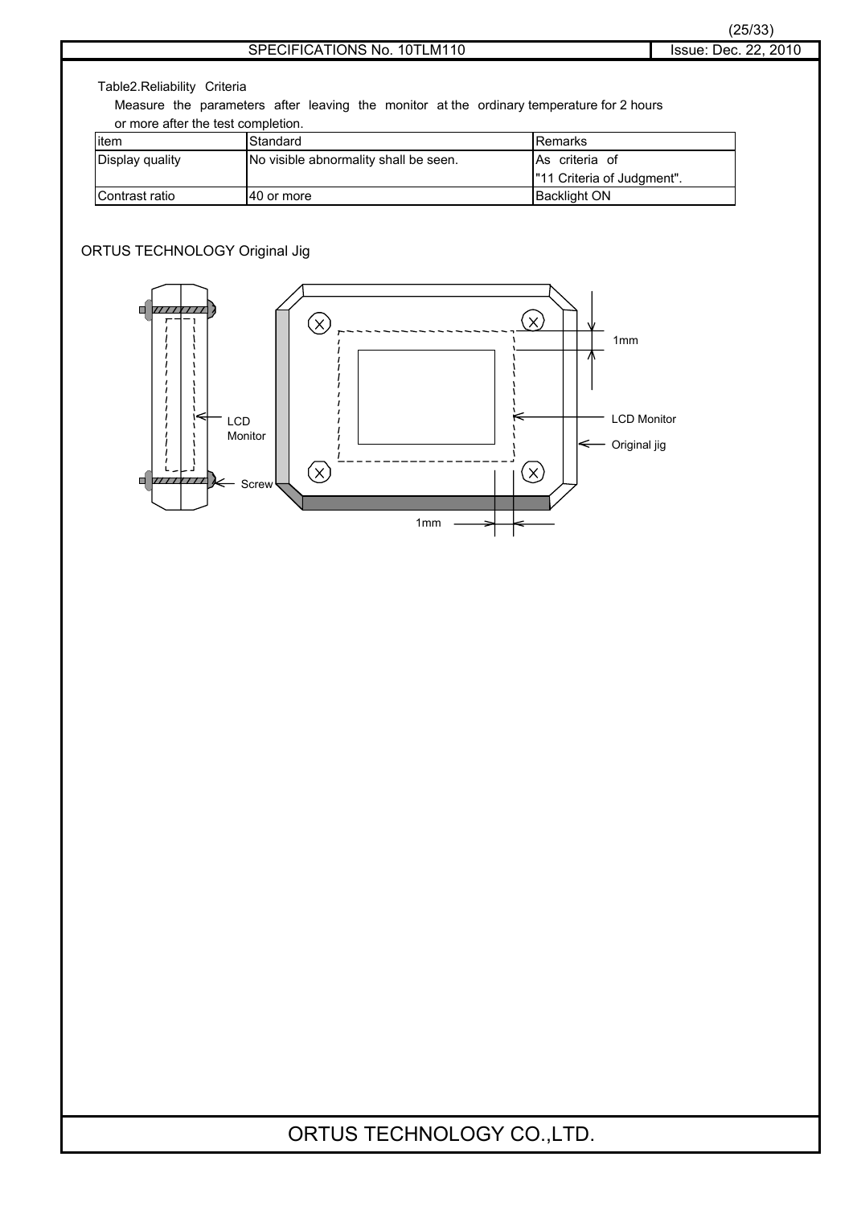Table2.Reliability Criteria

Measure the parameters after leaving the monitor at the ordinary temperature for 2 hours or more after the test completion.

| item | Standard | Remarks |
|---|---|---|
| Display quality | No visible abnormality shall be seen. | As criteria of "11 Criteria of Judgment". |
| Contrast ratio | 40 or more | Backlight ON |

ORTUS TECHNOLOGY Original Jig

LCD Monitor

Screw

1mm

LCD Monitor

Original jig

1mm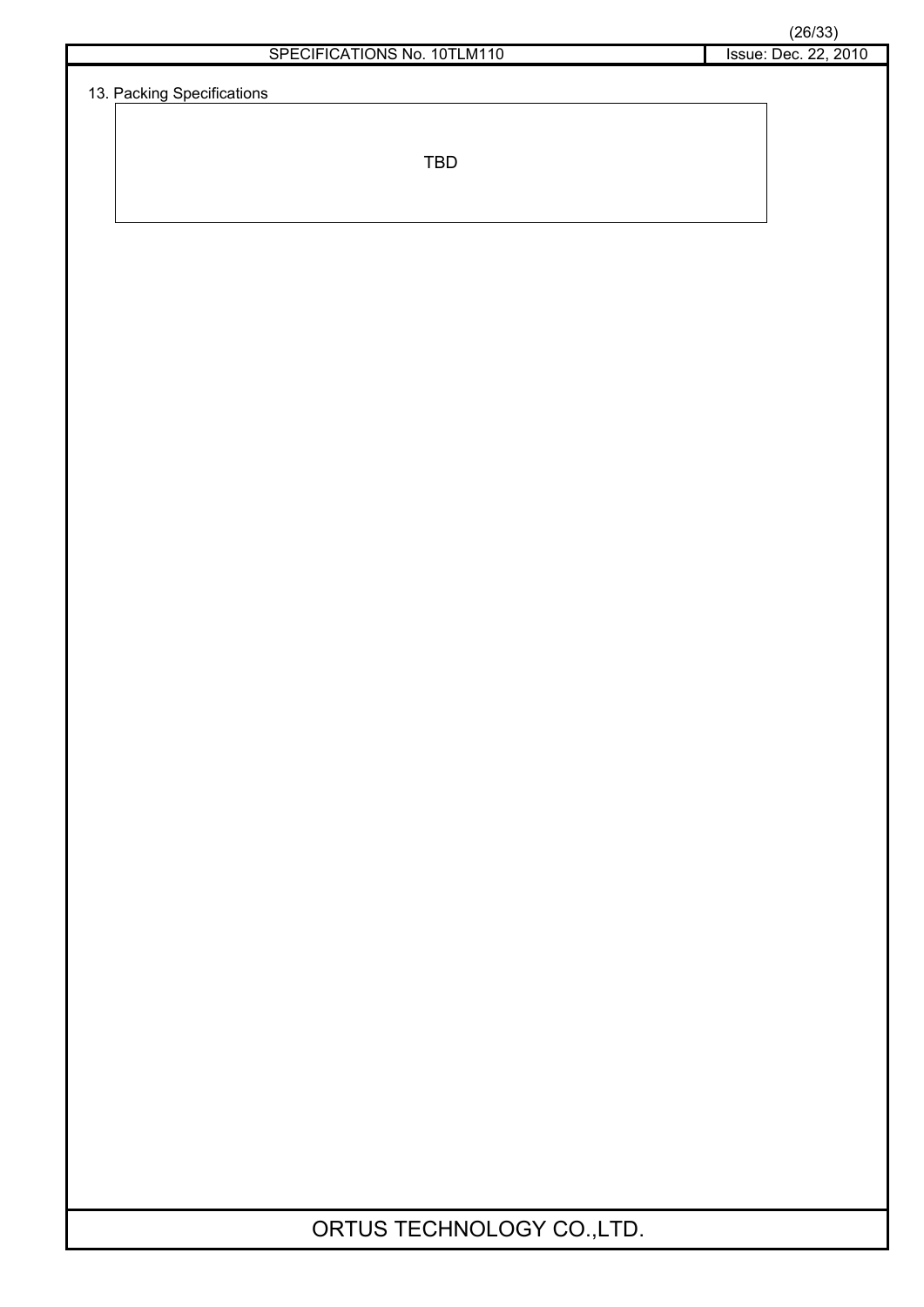## 13. Packing Specifications

TBD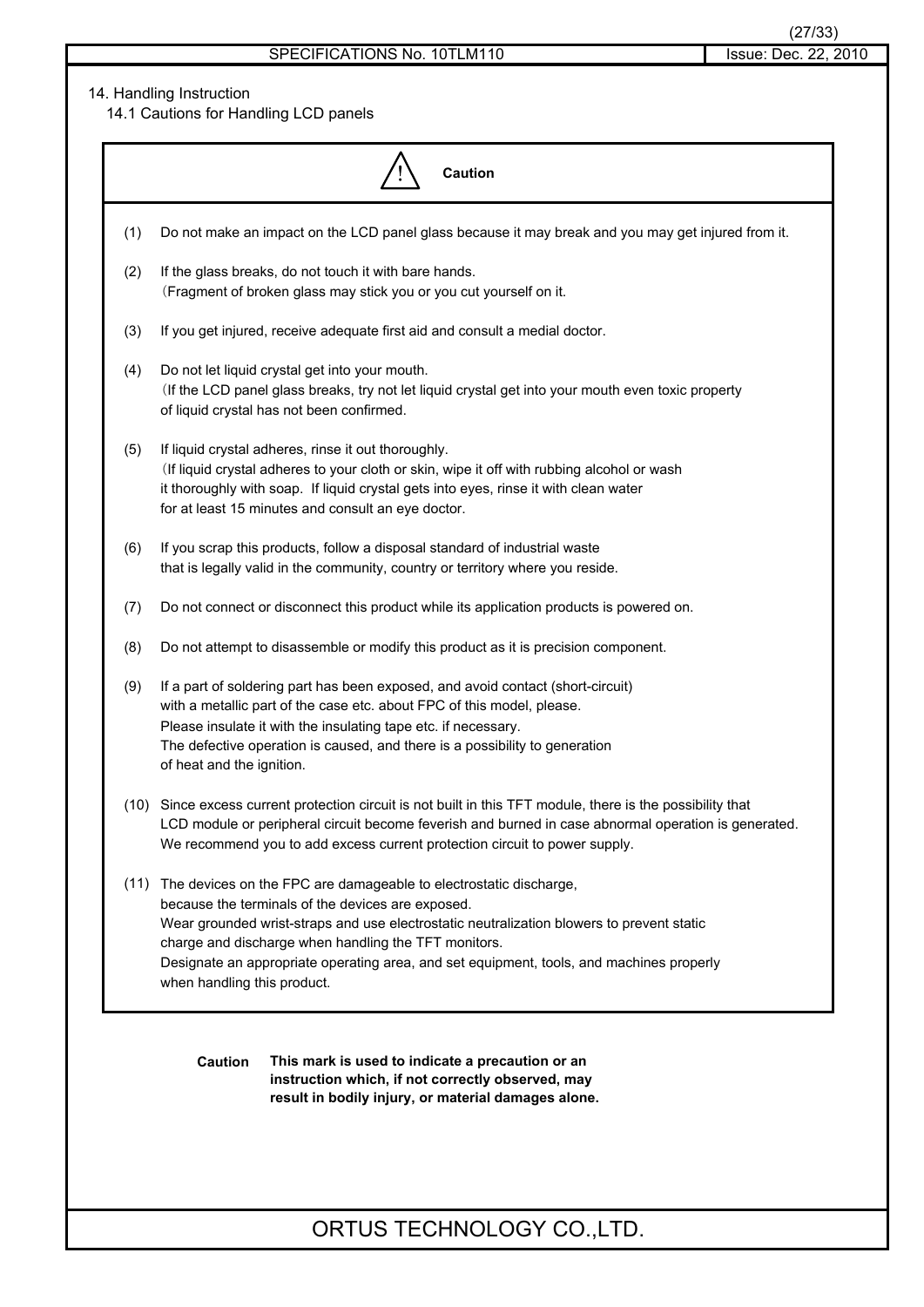## 14. Handling Instruction

### 14.1 Cautions for Handling LCD panels

**⚠ Caution**

(1) Do not make an impact on the LCD panel glass because it may break and you may get injured from it.

(2) If the glass breaks, do not touch it with bare hands.
（Fragment of broken glass may stick you or you cut yourself on it.

(3) If you get injured, receive adequate first aid and consult a medial doctor.

(4) Do not let liquid crystal get into your mouth.
（If the LCD panel glass breaks, try not let liquid crystal get into your mouth even toxic property of liquid crystal has not been confirmed.

(5) If liquid crystal adheres, rinse it out thoroughly.
（If liquid crystal adheres to your cloth or skin, wipe it off with rubbing alcohol or wash it thoroughly with soap. If liquid crystal gets into eyes, rinse it with clean water for at least 15 minutes and consult an eye doctor.

(6) If you scrap this products, follow a disposal standard of industrial waste that is legally valid in the community, country or territory where you reside.

(7) Do not connect or disconnect this product while its application products is powered on.

(8) Do not attempt to disassemble or modify this product as it is precision component.

(9) If a part of soldering part has been exposed, and avoid contact (short-circuit) with a metallic part of the case etc. about FPC of this model, please.
Please insulate it with the insulating tape etc. if necessary.
The defective operation is caused, and there is a possibility to generation of heat and the ignition.

(10) Since excess current protection circuit is not built in this TFT module, there is the possibility that LCD module or peripheral circuit become feverish and burned in case abnormal operation is generated.
We recommend you to add excess current protection circuit to power supply.

(11) The devices on the FPC are damageable to electrostatic discharge, because the terminals of the devices are exposed.
Wear grounded wrist-straps and use electrostatic neutralization blowers to prevent static charge and discharge when handling the TFT monitors.
Designate an appropriate operating area, and set equipment, tools, and machines properly when handling this product.

**Caution** **This mark is used to indicate a precaution or an instruction which, if not correctly observed, may result in bodily injury, or material damages alone.**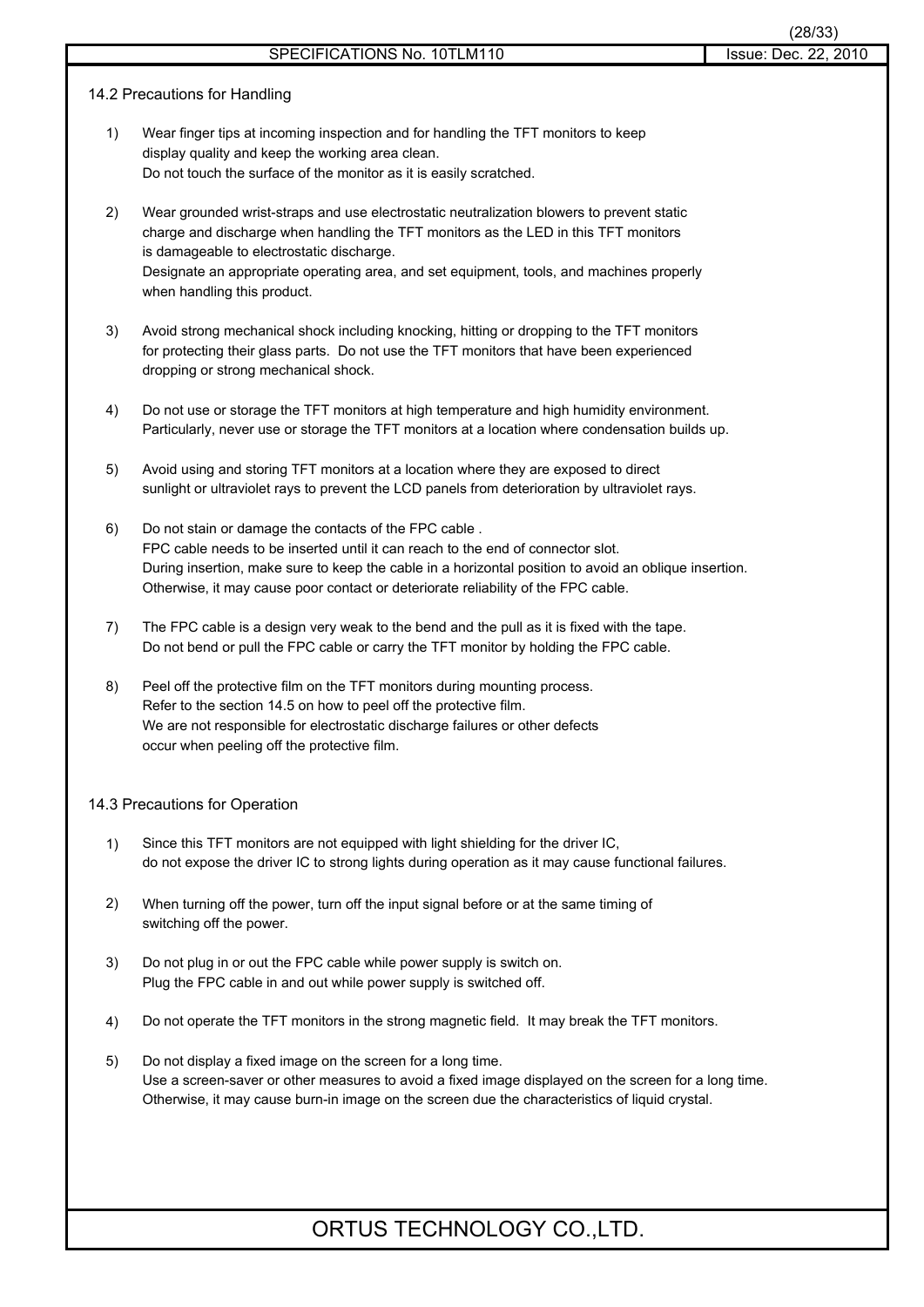## 14.2 Precautions for Handling

1) Wear finger tips at incoming inspection and for handling the TFT monitors to keep display quality and keep the working area clean.
Do not touch the surface of the monitor as it is easily scratched.

2) Wear grounded wrist-straps and use electrostatic neutralization blowers to prevent static charge and discharge when handling the TFT monitors as the LED in this TFT monitors is damageable to electrostatic discharge.
Designate an appropriate operating area, and set equipment, tools, and machines properly when handling this product.

3) Avoid strong mechanical shock including knocking, hitting or dropping to the TFT monitors for protecting their glass parts. Do not use the TFT monitors that have been experienced dropping or strong mechanical shock.

4) Do not use or storage the TFT monitors at high temperature and high humidity environment.
Particularly, never use or storage the TFT monitors at a location where condensation builds up.

5) Avoid using and storing TFT monitors at a location where they are exposed to direct sunlight or ultraviolet rays to prevent the LCD panels from deterioration by ultraviolet rays.

6) Do not stain or damage the contacts of the FPC cable .
FPC cable needs to be inserted until it can reach to the end of connector slot.
During insertion, make sure to keep the cable in a horizontal position to avoid an oblique insertion.
Otherwise, it may cause poor contact or deteriorate reliability of the FPC cable.

7) The FPC cable is a design very weak to the bend and the pull as it is fixed with the tape.
Do not bend or pull the FPC cable or carry the TFT monitor by holding the FPC cable.

8) Peel off the protective film on the TFT monitors during mounting process.
Refer to the section 14.5 on how to peel off the protective film.
We are not responsible for electrostatic discharge failures or other defects occur when peeling off the protective film.

## 14.3 Precautions for Operation

1) Since this TFT monitors are not equipped with light shielding for the driver IC, do not expose the driver IC to strong lights during operation as it may cause functional failures.

2) When turning off the power, turn off the input signal before or at the same timing of switching off the power.

3) Do not plug in or out the FPC cable while power supply is switch on.
Plug the FPC cable in and out while power supply is switched off.

4) Do not operate the TFT monitors in the strong magnetic field. It may break the TFT monitors.

5) Do not display a fixed image on the screen for a long time.
Use a screen-saver or other measures to avoid a fixed image displayed on the screen for a long time.
Otherwise, it may cause burn-in image on the screen due the characteristics of liquid crystal.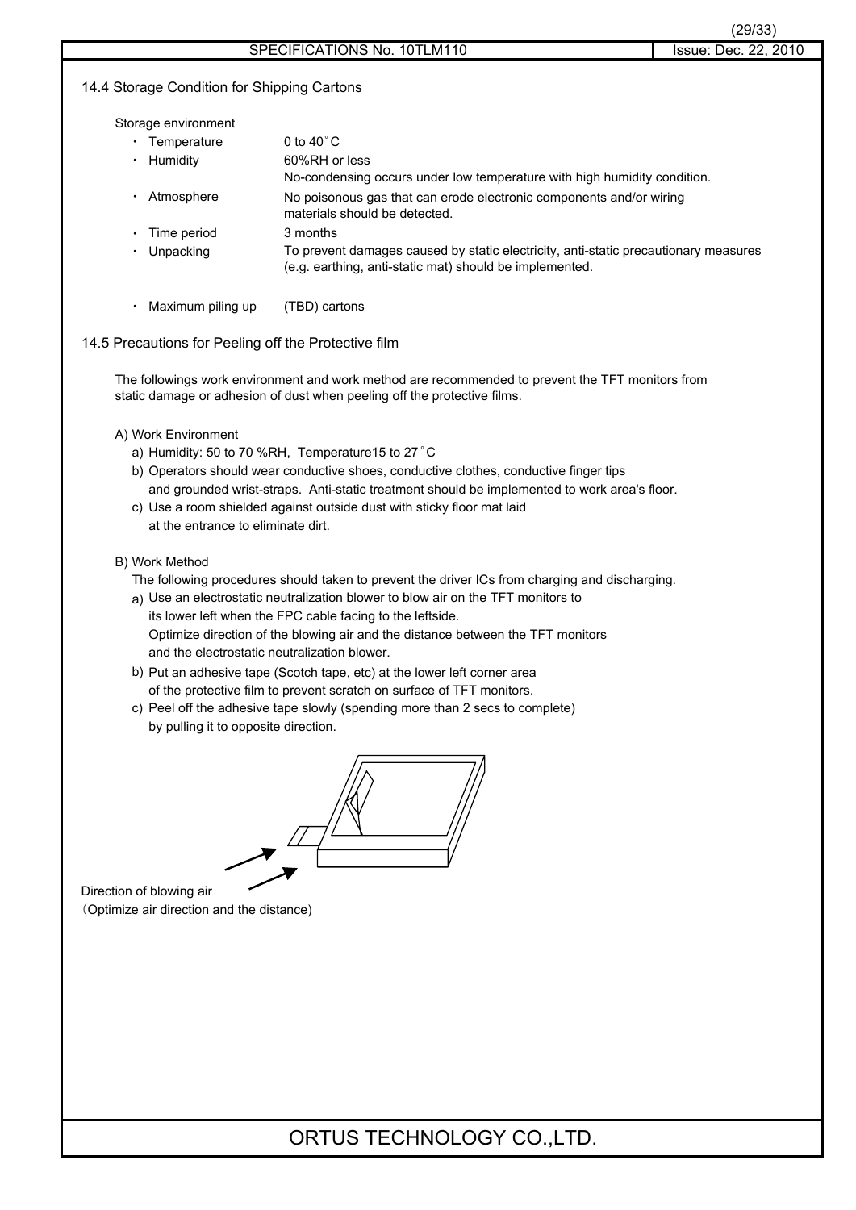## 14.4 Storage Condition for Shipping Cartons

Storage environment

- Temperature: 0 to 40˚C
- Humidity: 60%RH or less  
  No-condensing occurs under low temperature with high humidity condition.
- Atmosphere: No poisonous gas that can erode electronic components and/or wiring materials should be detected.
- Time period: 3 months
- Unpacking: To prevent damages caused by static electricity, anti-static precautionary measures (e.g. earthing, anti-static mat) should be implemented.
- Maximum piling up: (TBD) cartons

## 14.5 Precautions for Peeling off the Protective film

The followings work environment and work method are recommended to prevent the TFT monitors from static damage or adhesion of dust when peeling off the protective films.

A) Work Environment

a) Humidity: 50 to 70 %RH, Temperature15 to 27˚C

b) Operators should wear conductive shoes, conductive clothes, conductive finger tips and grounded wrist-straps. Anti-static treatment should be implemented to work area's floor.

c) Use a room shielded against outside dust with sticky floor mat laid at the entrance to eliminate dirt.

B) Work Method

The following procedures should taken to prevent the driver ICs from charging and discharging.

a) Use an electrostatic neutralization blower to blow air on the TFT monitors to its lower left when the FPC cable facing to the leftside.  
Optimize direction of the blowing air and the distance between the TFT monitors and the electrostatic neutralization blower.

b) Put an adhesive tape (Scotch tape, etc) at the lower left corner area of the protective film to prevent scratch on surface of TFT monitors.

c) Peel off the adhesive tape slowly (spending more than 2 secs to complete) by pulling it to opposite direction.

Direction of blowing air  
(Optimize air direction and the distance)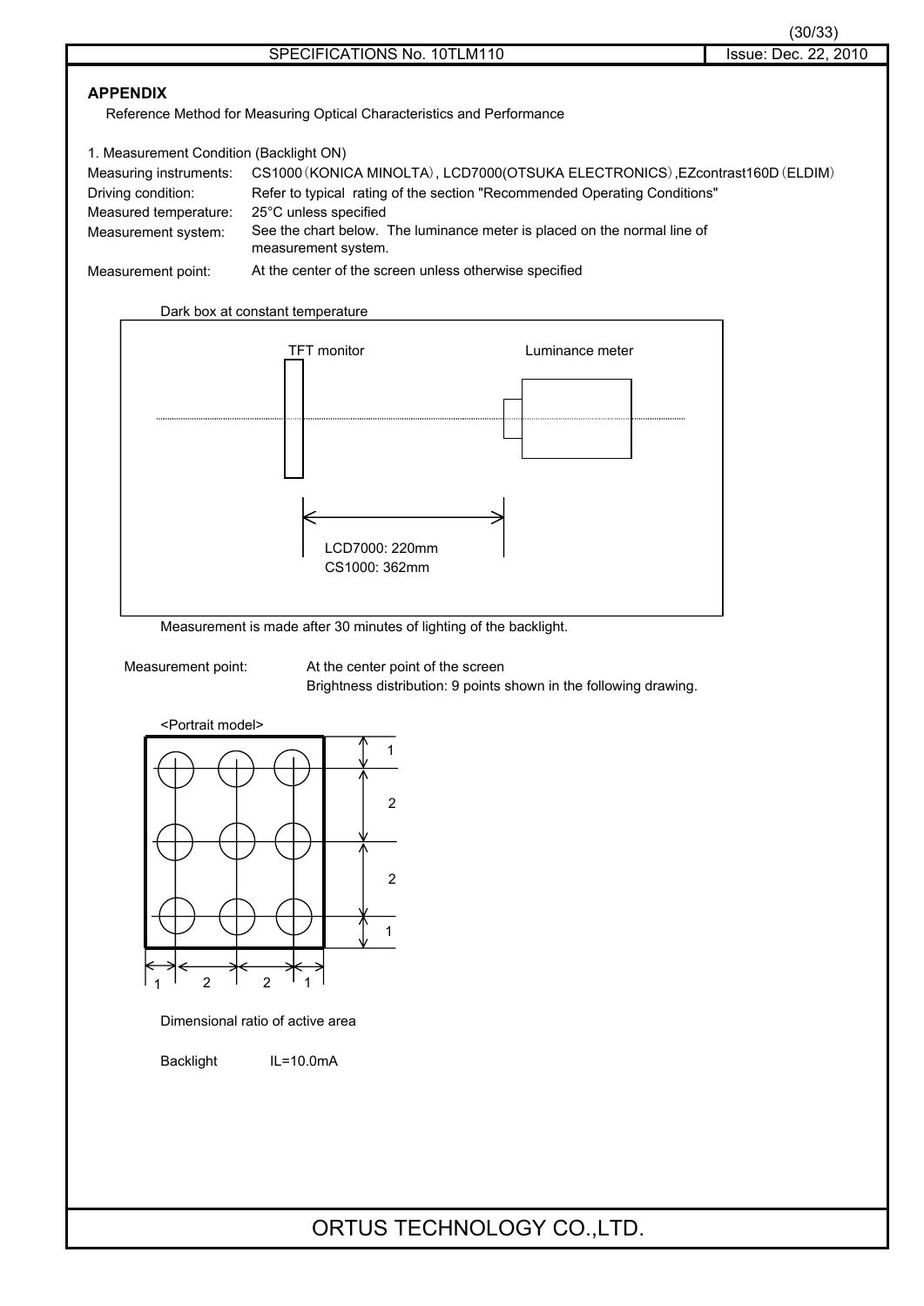## APPENDIX

Reference Method for Measuring Optical Characteristics and Performance

1. Measurement Condition (Backlight ON)

| | |
|---|---|
| Measuring instruments: | CS1000（KONICA MINOLTA）, LCD7000(OTSUKA ELECTRONICS）,EZcontrast160D（ELDIM） |
| Driving condition: | Refer to typical rating of the section "Recommended Operating Conditions" |
| Measured temperature: | 25°C unless specified |
| Measurement system: | See the chart below. The luminance meter is placed on the normal line of measurement system. |
| Measurement point: | At the center of the screen unless otherwise specified |

Dark box at constant temperature

TFT monitor

Luminance meter

LCD7000: 220mm
CS1000: 362mm

Measurement is made after 30 minutes of lighting of the backlight.

Measurement point: At the center point of the screen
Brightness distribution: 9 points shown in the following drawing.

<Portrait model>

Vertical ratio: 1 : 2 : 2 : 1
Horizontal ratio: 1 : 2 : 2 : 1

Dimensional ratio of active area

Backlight IL=10.0mA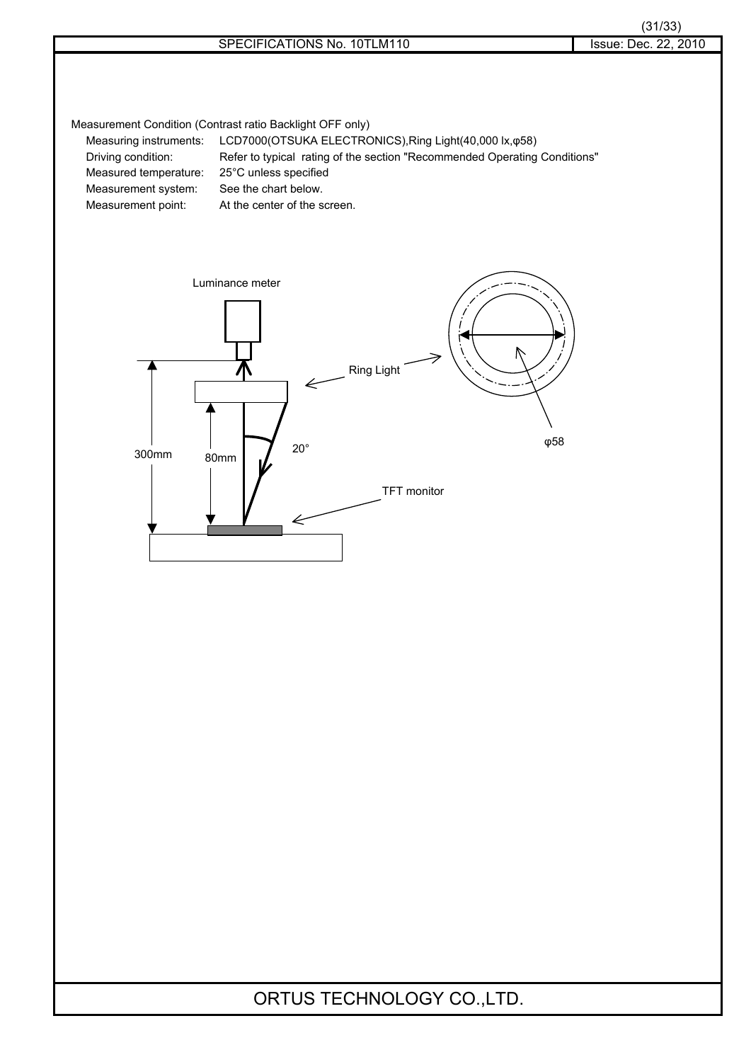Measurement Condition (Contrast ratio Backlight OFF only)

| | |
|---|---|
| Measuring instruments: | LCD7000(OTSUKA ELECTRONICS),Ring Light(40,000 lx,φ58) |
| Driving condition: | Refer to typical rating of the section "Recommended Operating Conditions" |
| Measured temperature: | 25°C unless specified |
| Measurement system: | See the chart below. |
| Measurement point: | At the center of the screen. |

Luminance meter

Ring Light

300mm

80mm

20°

φ58

TFT monitor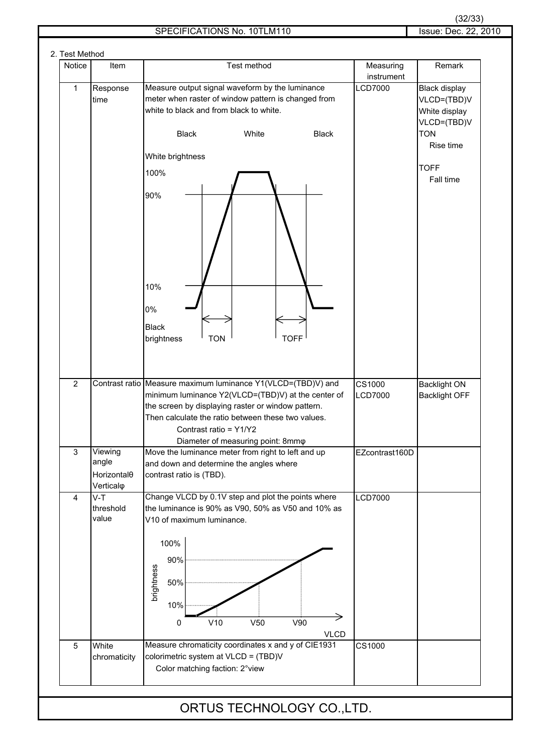## 2. Test Method

| Notice | Item | Test method | Measuring instrument | Remark |
|---|---|---|---|---|
| 1 | Response time | Measure output signal waveform by the luminance meter when raster of window pattern is changed from white to black and from black to white.<br>Black White Black<br>White brightness<br>100%<br>90%<br>10%<br>0%<br>Black brightness TON TOFF | LCD7000 | Black display VLCD=(TBD)V<br>White display VLCD=(TBD)V<br>TON Rise time<br>TOFF Fall time |
| 2 | Contrast ratio | Measure maximum luminance Y1(VLCD=(TBD)V) and minimum luminance Y2(VLCD=(TBD)V) at the center of the screen by displaying raster or window pattern. Then calculate the ratio between these two values.<br>Contrast ratio = Y1/Y2<br>Diameter of measuring point: 8mmφ | CS1000<br>LCD7000 | Backlight ON<br>Backlight OFF |
| 3 | Viewing angle<br>Horizontalθ<br>Verticalφ | Move the luminance meter from right to left and up and down and determine the angles where contrast ratio is (TBD). | EZcontrast160D | |
| 4 | V-T threshold value | Change VLCD by 0.1V step and plot the points where the luminance is 90% as V90, 50% as V50 and 10% as V10 of maximum luminance.<br>brightness: 100%, 90%, 50%, 10%<br>0 V10 V50 V90 VLCD | LCD7000 | |
| 5 | White chromaticity | Measure chromaticity coordinates x and y of CIE1931 colorimetric system at VLCD = (TBD)V<br>Color matching faction: 2°view | CS1000 | |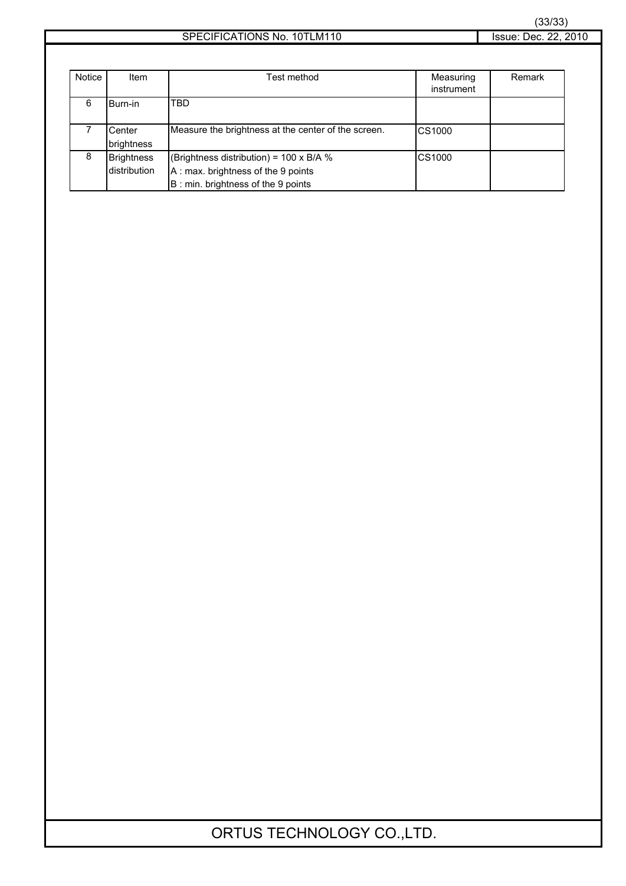| Notice | Item | Test method | Measuring instrument | Remark |
|---|---|---|---|---|
| 6 | Burn-in | TBD | | |
| 7 | Center brightness | Measure the brightness at the center of the screen. | CS1000 | |
| 8 | Brightness distribution | (Brightness distribution) = 100 x B/A %<br>A : max. brightness of the 9 points<br>B : min. brightness of the 9 points | CS1000 | |